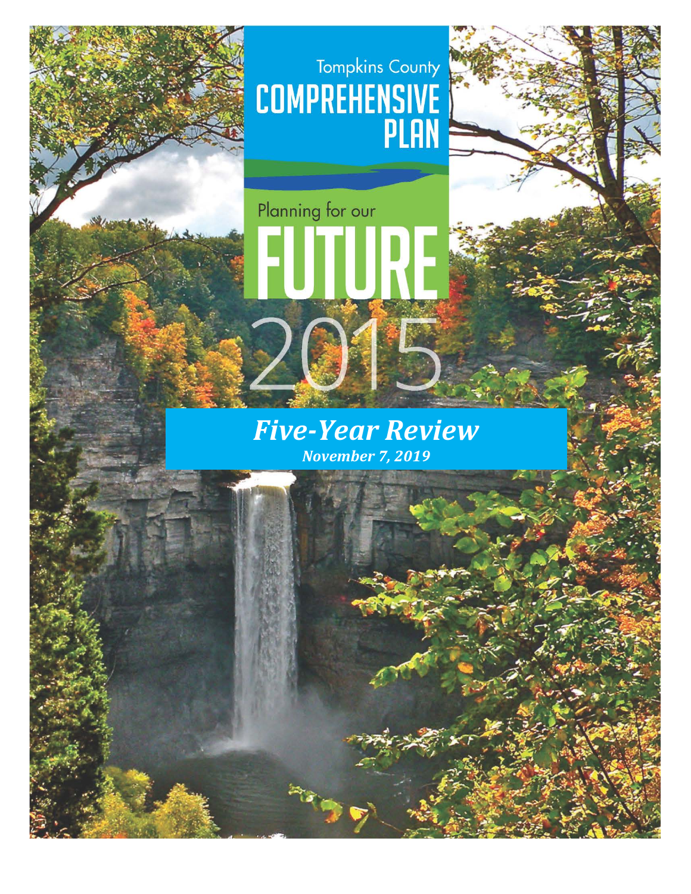Tompkins County

# COMPREHENSIVE PLAN

Planning for our

# FUTURE

2015

## *Five-Year Review*

***November 7, 2019***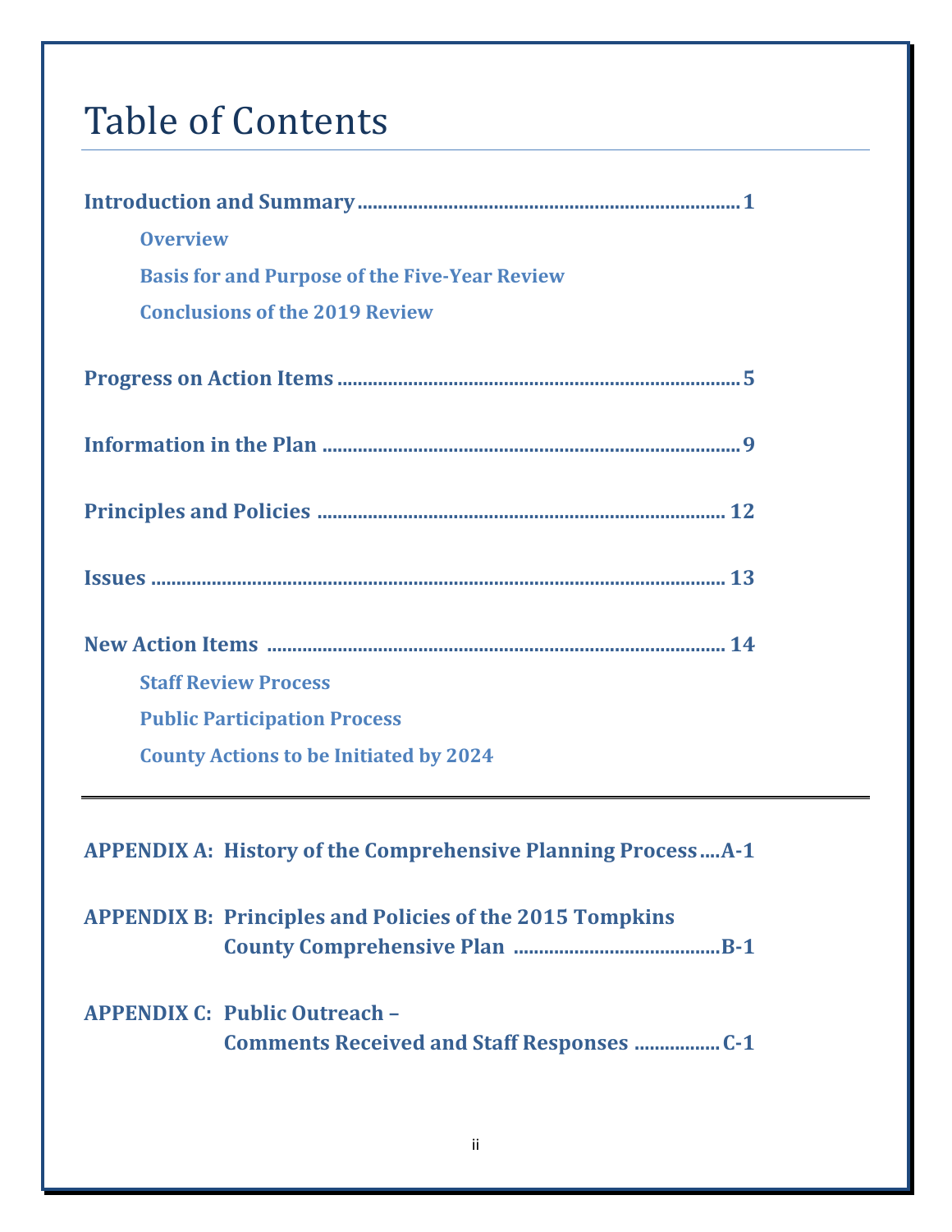# Table of Contents

**Introduction and Summary** .......... 1

- Overview
- Basis for and Purpose of the Five-Year Review
- Conclusions of the 2019 Review

**Progress on Action Items** .......... 5

**Information in the Plan** .......... 9

**Principles and Policies** .......... 12

**Issues** .......... 13

**New Action Items** .......... 14

- Staff Review Process
- Public Participation Process
- County Actions to be Initiated by 2024

---

**APPENDIX A: History of the Comprehensive Planning Process** .......... A-1

**APPENDIX B: Principles and Policies of the 2015 Tompkins County Comprehensive Plan** .......... B-1

**APPENDIX C: Public Outreach – Comments Received and Staff Responses** .......... C-1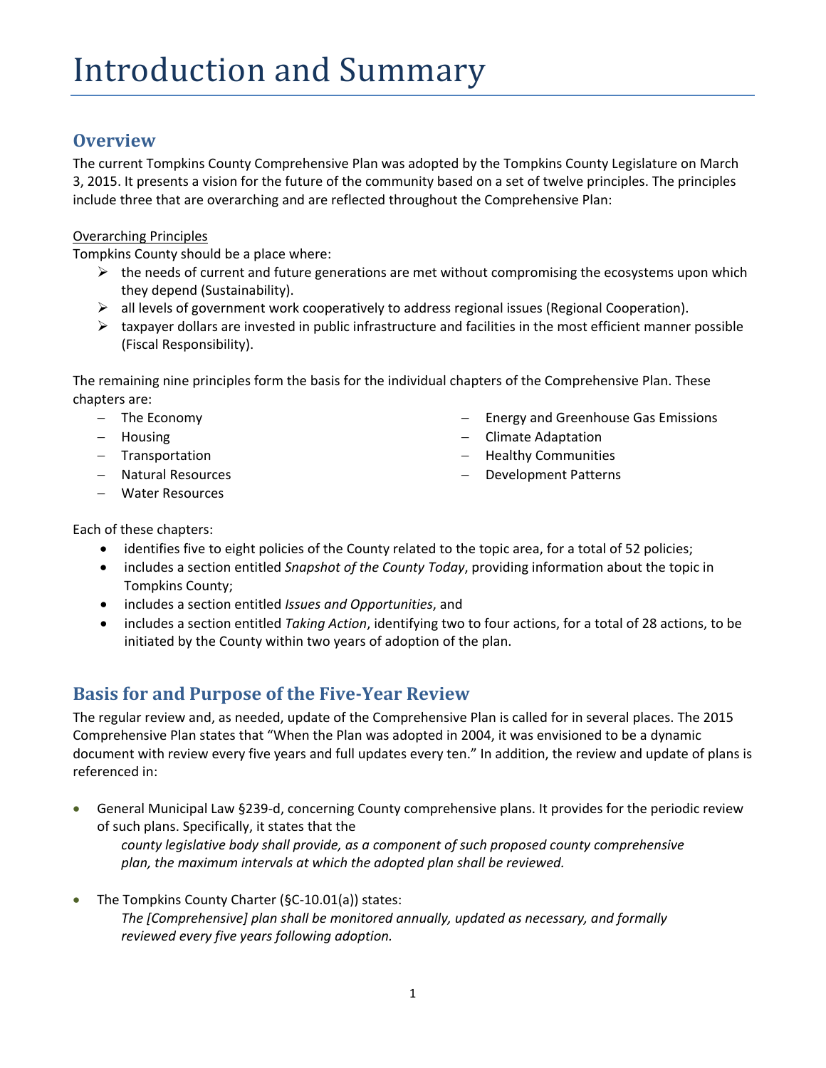# Introduction and Summary

## Overview

The current Tompkins County Comprehensive Plan was adopted by the Tompkins County Legislature on March 3, 2015. It presents a vision for the future of the community based on a set of twelve principles. The principles include three that are overarching and are reflected throughout the Comprehensive Plan:

<u>Overarching Principles</u>

Tompkins County should be a place where:

- the needs of current and future generations are met without compromising the ecosystems upon which they depend (Sustainability).
- all levels of government work cooperatively to address regional issues (Regional Cooperation).
- taxpayer dollars are invested in public infrastructure and facilities in the most efficient manner possible (Fiscal Responsibility).

The remaining nine principles form the basis for the individual chapters of the Comprehensive Plan. These chapters are:

- The Economy
- Housing
- Transportation
- Natural Resources
- Water Resources
- Energy and Greenhouse Gas Emissions
- Climate Adaptation
- Healthy Communities
- Development Patterns

Each of these chapters:

- identifies five to eight policies of the County related to the topic area, for a total of 52 policies;
- includes a section entitled *Snapshot of the County Today*, providing information about the topic in Tompkins County;
- includes a section entitled *Issues and Opportunities*, and
- includes a section entitled *Taking Action*, identifying two to four actions, for a total of 28 actions, to be initiated by the County within two years of adoption of the plan.

## Basis for and Purpose of the Five-Year Review

The regular review and, as needed, update of the Comprehensive Plan is called for in several places. The 2015 Comprehensive Plan states that "When the Plan was adopted in 2004, it was envisioned to be a dynamic document with review every five years and full updates every ten." In addition, the review and update of plans is referenced in:

- General Municipal Law §239-d, concerning County comprehensive plans. It provides for the periodic review of such plans. Specifically, it states that the

  *county legislative body shall provide, as a component of such proposed county comprehensive plan, the maximum intervals at which the adopted plan shall be reviewed.*

- The Tompkins County Charter (§C-10.01(a)) states:

  *The [Comprehensive] plan shall be monitored annually, updated as necessary, and formally reviewed every five years following adoption.*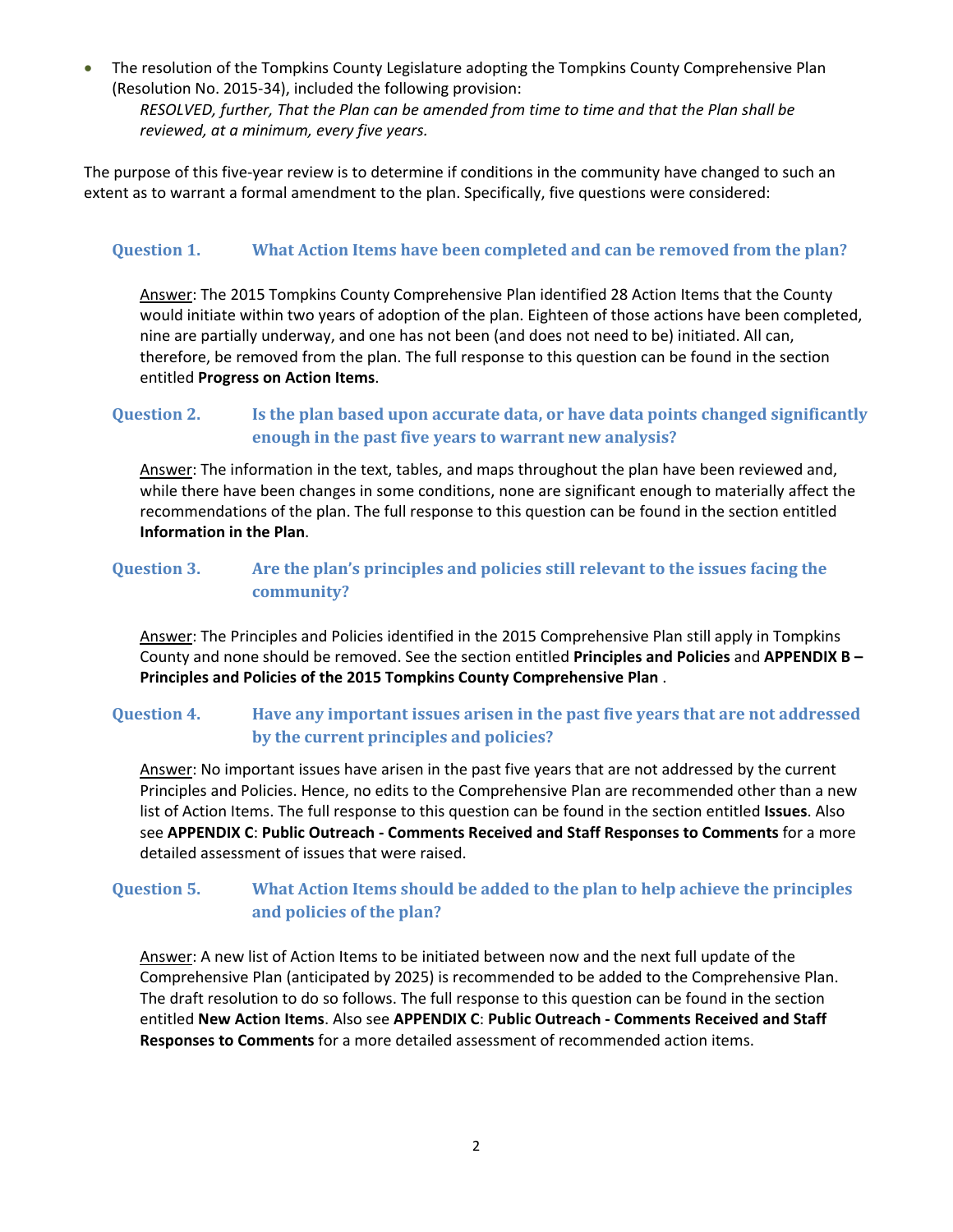- The resolution of the Tompkins County Legislature adopting the Tompkins County Comprehensive Plan (Resolution No. 2015-34), included the following provision:

  *RESOLVED, further, That the Plan can be amended from time to time and that the Plan shall be reviewed, at a minimum, every five years.*

The purpose of this five-year review is to determine if conditions in the community have changed to such an extent as to warrant a formal amendment to the plan. Specifically, five questions were considered:

### Question 1. What Action Items have been completed and can be removed from the plan?

Answer: The 2015 Tompkins County Comprehensive Plan identified 28 Action Items that the County would initiate within two years of adoption of the plan. Eighteen of those actions have been completed, nine are partially underway, and one has not been (and does not need to be) initiated. All can, therefore, be removed from the plan. The full response to this question can be found in the section entitled **Progress on Action Items**.

### Question 2. Is the plan based upon accurate data, or have data points changed significantly enough in the past five years to warrant new analysis?

Answer: The information in the text, tables, and maps throughout the plan have been reviewed and, while there have been changes in some conditions, none are significant enough to materially affect the recommendations of the plan. The full response to this question can be found in the section entitled **Information in the Plan**.

### Question 3. Are the plan's principles and policies still relevant to the issues facing the community?

Answer: The Principles and Policies identified in the 2015 Comprehensive Plan still apply in Tompkins County and none should be removed. See the section entitled **Principles and Policies** and **APPENDIX B – Principles and Policies of the 2015 Tompkins County Comprehensive Plan** .

### Question 4. Have any important issues arisen in the past five years that are not addressed by the current principles and policies?

Answer: No important issues have arisen in the past five years that are not addressed by the current Principles and Policies. Hence, no edits to the Comprehensive Plan are recommended other than a new list of Action Items. The full response to this question can be found in the section entitled **Issues**. Also see **APPENDIX C**: **Public Outreach - Comments Received and Staff Responses to Comments** for a more detailed assessment of issues that were raised.

### Question 5. What Action Items should be added to the plan to help achieve the principles and policies of the plan?

Answer: A new list of Action Items to be initiated between now and the next full update of the Comprehensive Plan (anticipated by 2025) is recommended to be added to the Comprehensive Plan. The draft resolution to do so follows. The full response to this question can be found in the section entitled **New Action Items**. Also see **APPENDIX C**: **Public Outreach - Comments Received and Staff Responses to Comments** for a more detailed assessment of recommended action items.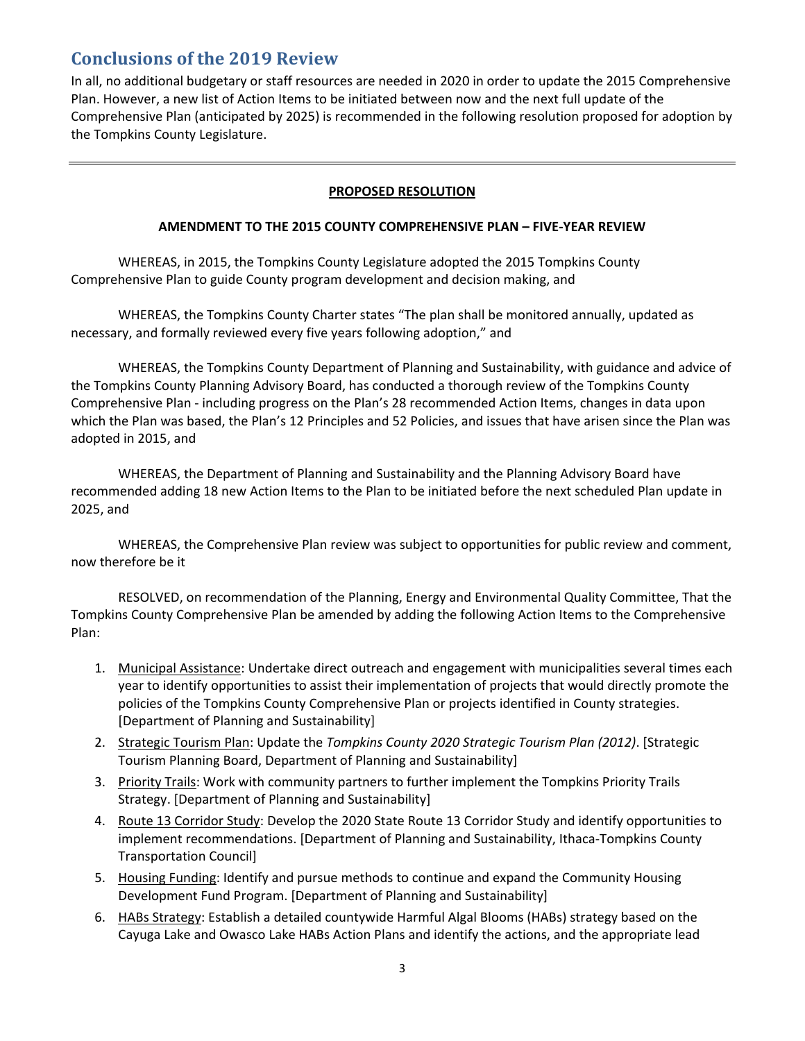## Conclusions of the 2019 Review

In all, no additional budgetary or staff resources are needed in 2020 in order to update the 2015 Comprehensive Plan. However, a new list of Action Items to be initiated between now and the next full update of the Comprehensive Plan (anticipated by 2025) is recommended in the following resolution proposed for adoption by the Tompkins County Legislature.

---

**PROPOSED RESOLUTION**

**AMENDMENT TO THE 2015 COUNTY COMPREHENSIVE PLAN – FIVE-YEAR REVIEW**

WHEREAS, in 2015, the Tompkins County Legislature adopted the 2015 Tompkins County Comprehensive Plan to guide County program development and decision making, and

WHEREAS, the Tompkins County Charter states "The plan shall be monitored annually, updated as necessary, and formally reviewed every five years following adoption," and

WHEREAS, the Tompkins County Department of Planning and Sustainability, with guidance and advice of the Tompkins County Planning Advisory Board, has conducted a thorough review of the Tompkins County Comprehensive Plan - including progress on the Plan's 28 recommended Action Items, changes in data upon which the Plan was based, the Plan's 12 Principles and 52 Policies, and issues that have arisen since the Plan was adopted in 2015, and

WHEREAS, the Department of Planning and Sustainability and the Planning Advisory Board have recommended adding 18 new Action Items to the Plan to be initiated before the next scheduled Plan update in 2025, and

WHEREAS, the Comprehensive Plan review was subject to opportunities for public review and comment, now therefore be it

RESOLVED, on recommendation of the Planning, Energy and Environmental Quality Committee, That the Tompkins County Comprehensive Plan be amended by adding the following Action Items to the Comprehensive Plan:

1. Municipal Assistance: Undertake direct outreach and engagement with municipalities several times each year to identify opportunities to assist their implementation of projects that would directly promote the policies of the Tompkins County Comprehensive Plan or projects identified in County strategies. [Department of Planning and Sustainability]
2. Strategic Tourism Plan: Update the *Tompkins County 2020 Strategic Tourism Plan (2012)*. [Strategic Tourism Planning Board, Department of Planning and Sustainability]
3. Priority Trails: Work with community partners to further implement the Tompkins Priority Trails Strategy. [Department of Planning and Sustainability]
4. Route 13 Corridor Study: Develop the 2020 State Route 13 Corridor Study and identify opportunities to implement recommendations. [Department of Planning and Sustainability, Ithaca-Tompkins County Transportation Council]
5. Housing Funding: Identify and pursue methods to continue and expand the Community Housing Development Fund Program. [Department of Planning and Sustainability]
6. HABs Strategy: Establish a detailed countywide Harmful Algal Blooms (HABs) strategy based on the Cayuga Lake and Owasco Lake HABs Action Plans and identify the actions, and the appropriate lead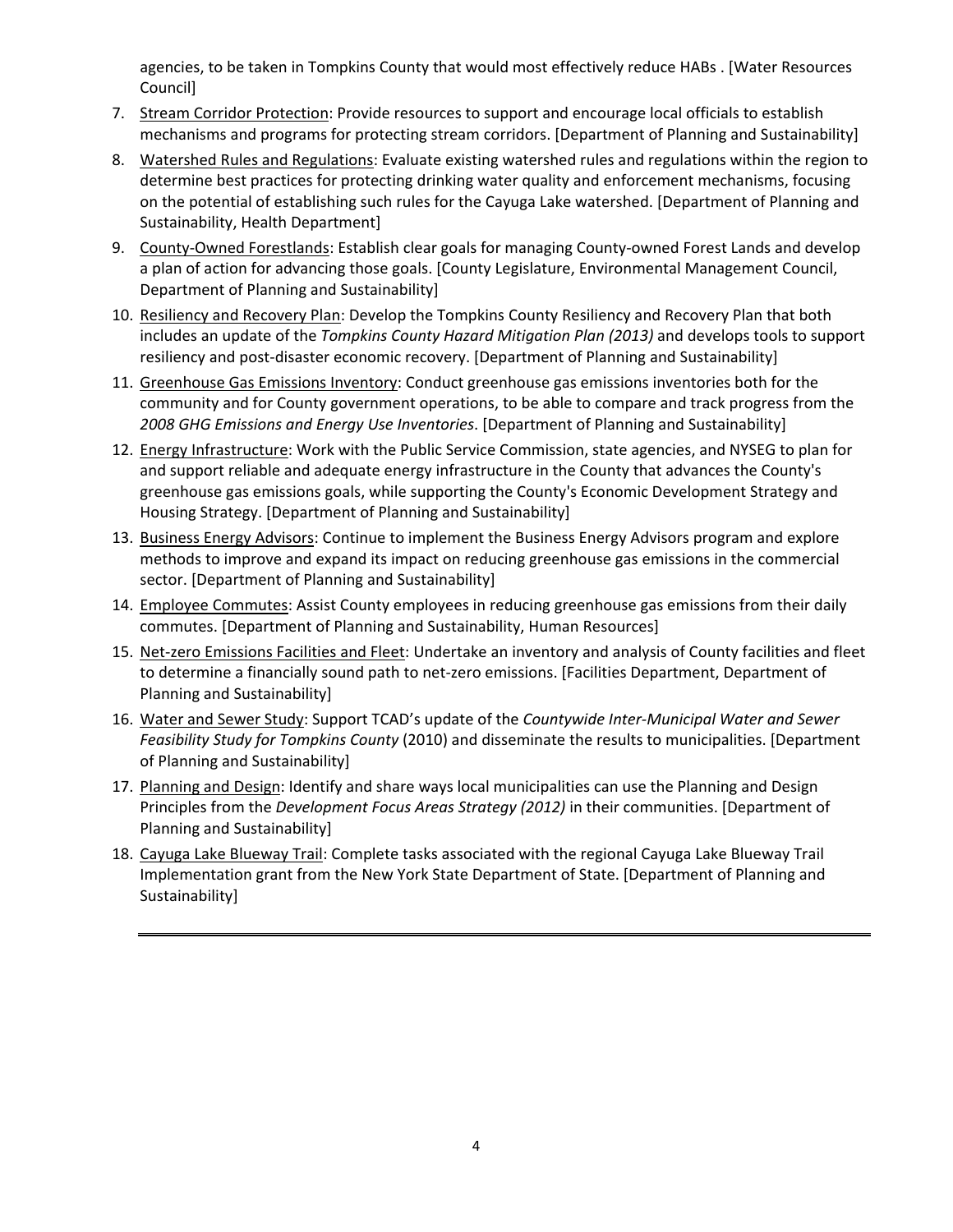agencies, to be taken in Tompkins County that would most effectively reduce HABs . [Water Resources Council]

7. Stream Corridor Protection: Provide resources to support and encourage local officials to establish mechanisms and programs for protecting stream corridors. [Department of Planning and Sustainability]
8. Watershed Rules and Regulations: Evaluate existing watershed rules and regulations within the region to determine best practices for protecting drinking water quality and enforcement mechanisms, focusing on the potential of establishing such rules for the Cayuga Lake watershed. [Department of Planning and Sustainability, Health Department]
9. County-Owned Forestlands: Establish clear goals for managing County-owned Forest Lands and develop a plan of action for advancing those goals. [County Legislature, Environmental Management Council, Department of Planning and Sustainability]
10. Resiliency and Recovery Plan: Develop the Tompkins County Resiliency and Recovery Plan that both includes an update of the *Tompkins County Hazard Mitigation Plan (2013)* and develops tools to support resiliency and post-disaster economic recovery. [Department of Planning and Sustainability]
11. Greenhouse Gas Emissions Inventory: Conduct greenhouse gas emissions inventories both for the community and for County government operations, to be able to compare and track progress from the *2008 GHG Emissions and Energy Use Inventories*. [Department of Planning and Sustainability]
12. Energy Infrastructure: Work with the Public Service Commission, state agencies, and NYSEG to plan for and support reliable and adequate energy infrastructure in the County that advances the County's greenhouse gas emissions goals, while supporting the County's Economic Development Strategy and Housing Strategy. [Department of Planning and Sustainability]
13. Business Energy Advisors: Continue to implement the Business Energy Advisors program and explore methods to improve and expand its impact on reducing greenhouse gas emissions in the commercial sector. [Department of Planning and Sustainability]
14. Employee Commutes: Assist County employees in reducing greenhouse gas emissions from their daily commutes. [Department of Planning and Sustainability, Human Resources]
15. Net-zero Emissions Facilities and Fleet: Undertake an inventory and analysis of County facilities and fleet to determine a financially sound path to net-zero emissions. [Facilities Department, Department of Planning and Sustainability]
16. Water and Sewer Study: Support TCAD's update of the *Countywide Inter-Municipal Water and Sewer Feasibility Study for Tompkins County* (2010) and disseminate the results to municipalities. [Department of Planning and Sustainability]
17. Planning and Design: Identify and share ways local municipalities can use the Planning and Design Principles from the *Development Focus Areas Strategy (2012)* in their communities. [Department of Planning and Sustainability]
18. Cayuga Lake Blueway Trail: Complete tasks associated with the regional Cayuga Lake Blueway Trail Implementation grant from the New York State Department of State. [Department of Planning and Sustainability]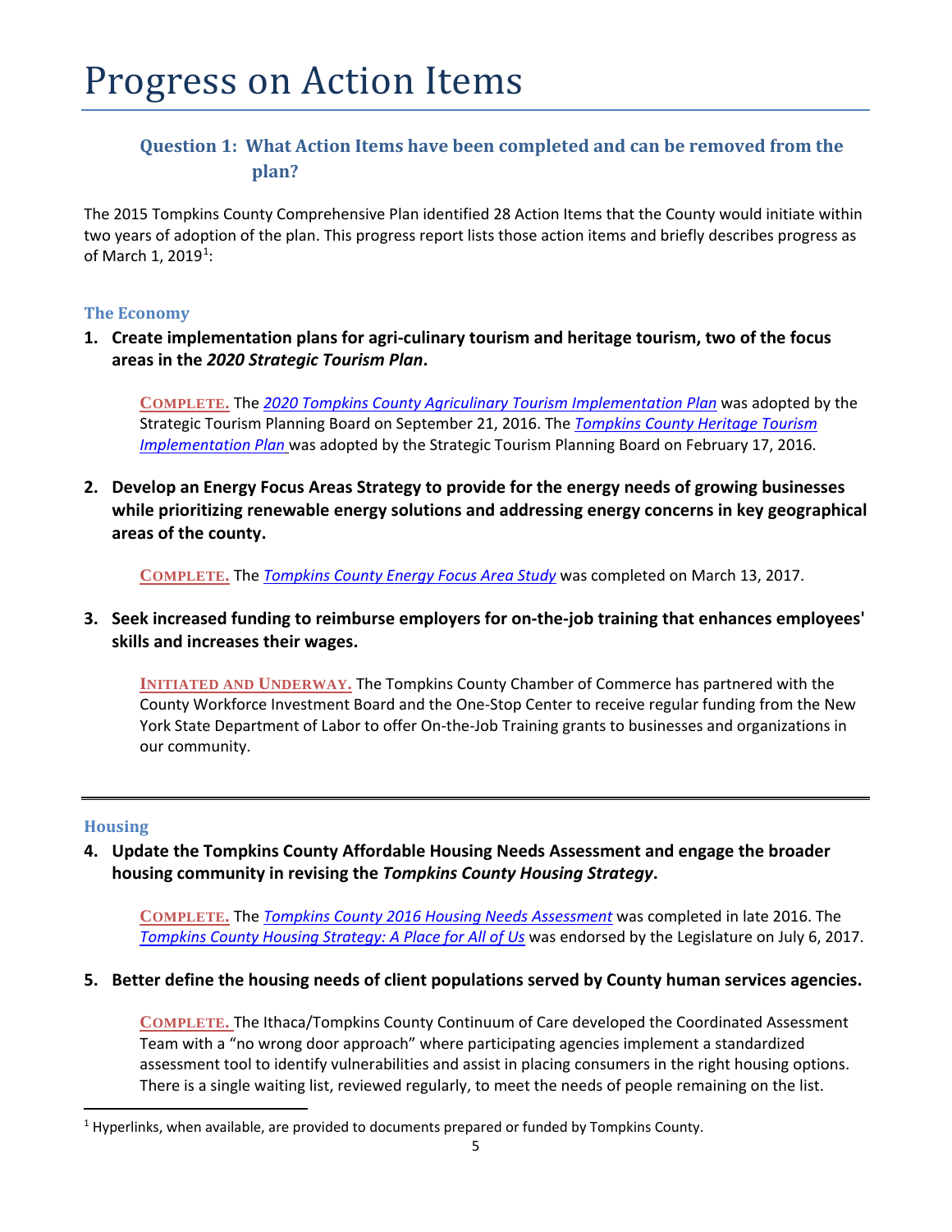# Progress on Action Items

### Question 1: What Action Items have been completed and can be removed from the plan?

The 2015 Tompkins County Comprehensive Plan identified 28 Action Items that the County would initiate within two years of adoption of the plan. This progress report lists those action items and briefly describes progress as of March 1, 2019[1]:

#### The Economy

1. **Create implementation plans for agri-culinary tourism and heritage tourism, two of the focus areas in the *2020 Strategic Tourism Plan*.**

   **COMPLETE.** The *2020 Tompkins County Agriculinary Tourism Implementation Plan* was adopted by the Strategic Tourism Planning Board on September 21, 2016. The *Tompkins County Heritage Tourism Implementation Plan* was adopted by the Strategic Tourism Planning Board on February 17, 2016.

2. **Develop an Energy Focus Areas Strategy to provide for the energy needs of growing businesses while prioritizing renewable energy solutions and addressing energy concerns in key geographical areas of the county.**

   **COMPLETE.** The *Tompkins County Energy Focus Area Study* was completed on March 13, 2017.

3. **Seek increased funding to reimburse employers for on-the-job training that enhances employees' skills and increases their wages.**

   **INITIATED AND UNDERWAY.** The Tompkins County Chamber of Commerce has partnered with the County Workforce Investment Board and the One-Stop Center to receive regular funding from the New York State Department of Labor to offer On-the-Job Training grants to businesses and organizations in our community.

---

#### Housing

4. **Update the Tompkins County Affordable Housing Needs Assessment and engage the broader housing community in revising the *Tompkins County Housing Strategy*.**

   **COMPLETE.** The *Tompkins County 2016 Housing Needs Assessment* was completed in late 2016. The *Tompkins County Housing Strategy: A Place for All of Us* was endorsed by the Legislature on July 6, 2017.

5. **Better define the housing needs of client populations served by County human services agencies.**

   **COMPLETE.** The Ithaca/Tompkins County Continuum of Care developed the Coordinated Assessment Team with a "no wrong door approach" where participating agencies implement a standardized assessment tool to identify vulnerabilities and assist in placing consumers in the right housing options. There is a single waiting list, reviewed regularly, to meet the needs of people remaining on the list.

[1] Hyperlinks, when available, are provided to documents prepared or funded by Tompkins County.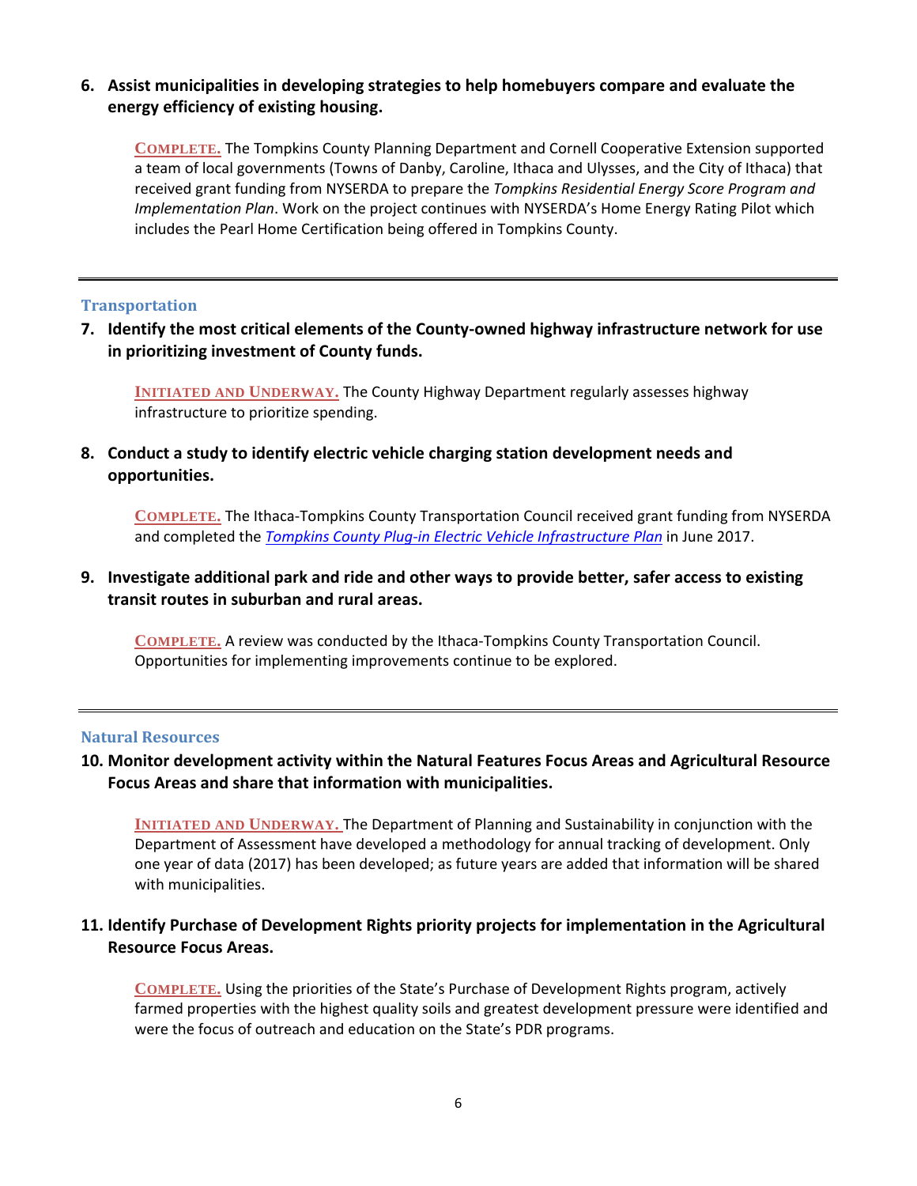**6. Assist municipalities in developing strategies to help homebuyers compare and evaluate the energy efficiency of existing housing.**

COMPLETE. The Tompkins County Planning Department and Cornell Cooperative Extension supported a team of local governments (Towns of Danby, Caroline, Ithaca and Ulysses, and the City of Ithaca) that received grant funding from NYSERDA to prepare the *Tompkins Residential Energy Score Program and Implementation Plan*. Work on the project continues with NYSERDA's Home Energy Rating Pilot which includes the Pearl Home Certification being offered in Tompkins County.

---

### Transportation

**7. Identify the most critical elements of the County-owned highway infrastructure network for use in prioritizing investment of County funds.**

INITIATED AND UNDERWAY. The County Highway Department regularly assesses highway infrastructure to prioritize spending.

**8. Conduct a study to identify electric vehicle charging station development needs and opportunities.**

COMPLETE. The Ithaca-Tompkins County Transportation Council received grant funding from NYSERDA and completed the *Tompkins County Plug-in Electric Vehicle Infrastructure Plan* in June 2017.

**9. Investigate additional park and ride and other ways to provide better, safer access to existing transit routes in suburban and rural areas.**

COMPLETE. A review was conducted by the Ithaca-Tompkins County Transportation Council. Opportunities for implementing improvements continue to be explored.

---

### Natural Resources

**10. Monitor development activity within the Natural Features Focus Areas and Agricultural Resource Focus Areas and share that information with municipalities.**

INITIATED AND UNDERWAY. The Department of Planning and Sustainability in conjunction with the Department of Assessment have developed a methodology for annual tracking of development. Only one year of data (2017) has been developed; as future years are added that information will be shared with municipalities.

**11. Identify Purchase of Development Rights priority projects for implementation in the Agricultural Resource Focus Areas.**

COMPLETE. Using the priorities of the State's Purchase of Development Rights program, actively farmed properties with the highest quality soils and greatest development pressure were identified and were the focus of outreach and education on the State's PDR programs.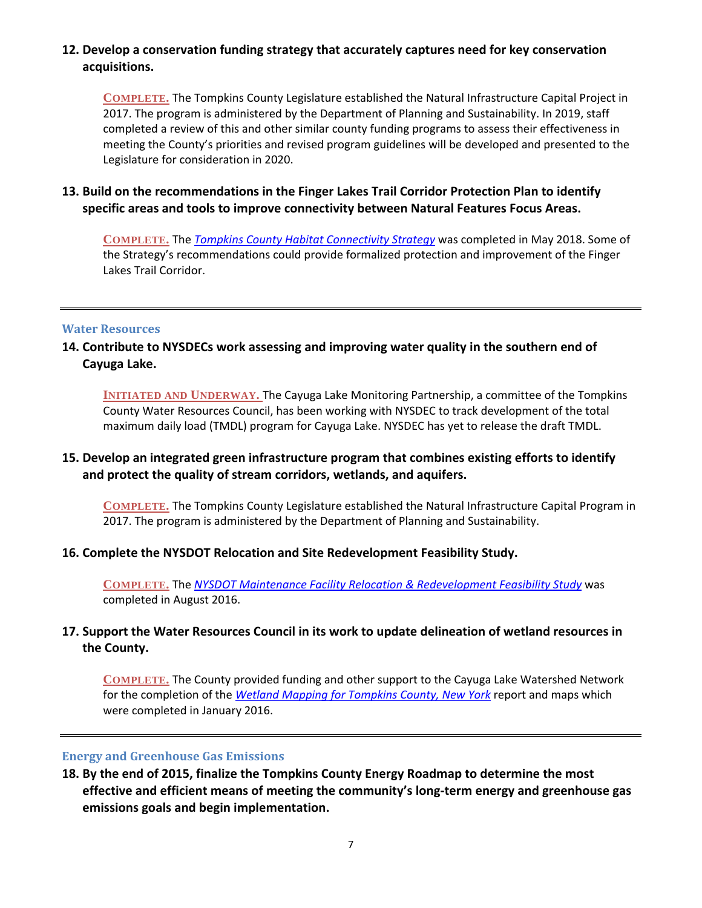**12. Develop a conservation funding strategy that accurately captures need for key conservation acquisitions.**

COMPLETE. The Tompkins County Legislature established the Natural Infrastructure Capital Project in 2017. The program is administered by the Department of Planning and Sustainability. In 2019, staff completed a review of this and other similar county funding programs to assess their effectiveness in meeting the County's priorities and revised program guidelines will be developed and presented to the Legislature for consideration in 2020.

**13. Build on the recommendations in the Finger Lakes Trail Corridor Protection Plan to identify specific areas and tools to improve connectivity between Natural Features Focus Areas.**

COMPLETE. The *Tompkins County Habitat Connectivity Strategy* was completed in May 2018. Some of the Strategy's recommendations could provide formalized protection and improvement of the Finger Lakes Trail Corridor.

---

### Water Resources

**14. Contribute to NYSDECs work assessing and improving water quality in the southern end of Cayuga Lake.**

INITIATED AND UNDERWAY. The Cayuga Lake Monitoring Partnership, a committee of the Tompkins County Water Resources Council, has been working with NYSDEC to track development of the total maximum daily load (TMDL) program for Cayuga Lake. NYSDEC has yet to release the draft TMDL.

**15. Develop an integrated green infrastructure program that combines existing efforts to identify and protect the quality of stream corridors, wetlands, and aquifers.**

COMPLETE. The Tompkins County Legislature established the Natural Infrastructure Capital Program in 2017. The program is administered by the Department of Planning and Sustainability.

**16. Complete the NYSDOT Relocation and Site Redevelopment Feasibility Study.**

COMPLETE. The *NYSDOT Maintenance Facility Relocation & Redevelopment Feasibility Study* was completed in August 2016.

**17. Support the Water Resources Council in its work to update delineation of wetland resources in the County.**

COMPLETE. The County provided funding and other support to the Cayuga Lake Watershed Network for the completion of the *Wetland Mapping for Tompkins County, New York* report and maps which were completed in January 2016.

---

### Energy and Greenhouse Gas Emissions

**18. By the end of 2015, finalize the Tompkins County Energy Roadmap to determine the most effective and efficient means of meeting the community's long-term energy and greenhouse gas emissions goals and begin implementation.**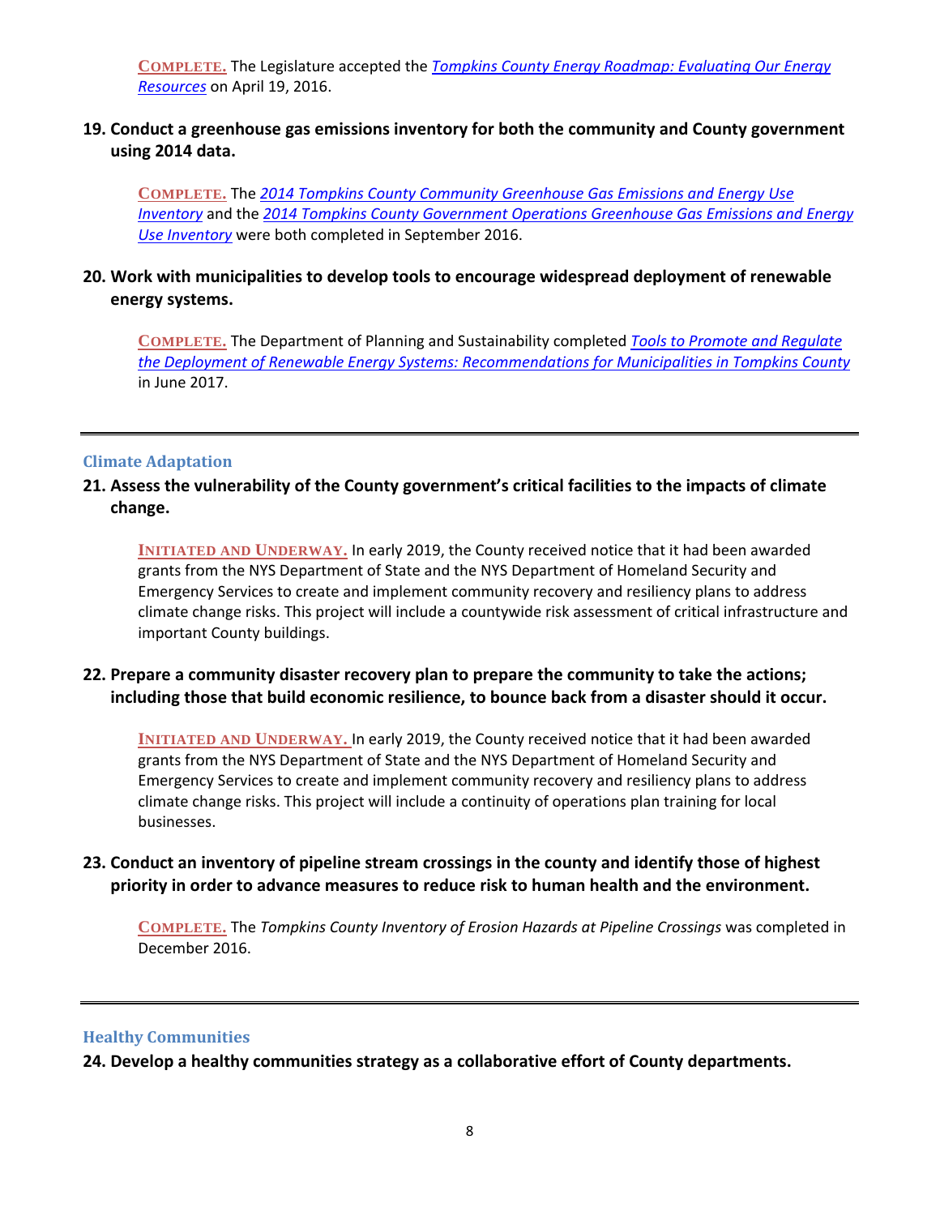**COMPLETE.** The Legislature accepted the *Tompkins County Energy Roadmap: Evaluating Our Energy Resources* on April 19, 2016.

**19. Conduct a greenhouse gas emissions inventory for both the community and County government using 2014 data.**

**COMPLETE.** The *2014 Tompkins County Community Greenhouse Gas Emissions and Energy Use Inventory* and the *2014 Tompkins County Government Operations Greenhouse Gas Emissions and Energy Use Inventory* were both completed in September 2016.

**20. Work with municipalities to develop tools to encourage widespread deployment of renewable energy systems.**

**COMPLETE.** The Department of Planning and Sustainability completed *Tools to Promote and Regulate the Deployment of Renewable Energy Systems: Recommendations for Municipalities in Tompkins County* in June 2017.

---

### Climate Adaptation

**21. Assess the vulnerability of the County government's critical facilities to the impacts of climate change.**

**INITIATED AND UNDERWAY.** In early 2019, the County received notice that it had been awarded grants from the NYS Department of State and the NYS Department of Homeland Security and Emergency Services to create and implement community recovery and resiliency plans to address climate change risks. This project will include a countywide risk assessment of critical infrastructure and important County buildings.

**22. Prepare a community disaster recovery plan to prepare the community to take the actions; including those that build economic resilience, to bounce back from a disaster should it occur.**

**INITIATED AND UNDERWAY.** In early 2019, the County received notice that it had been awarded grants from the NYS Department of State and the NYS Department of Homeland Security and Emergency Services to create and implement community recovery and resiliency plans to address climate change risks. This project will include a continuity of operations plan training for local businesses.

**23. Conduct an inventory of pipeline stream crossings in the county and identify those of highest priority in order to advance measures to reduce risk to human health and the environment.**

**COMPLETE.** The *Tompkins County Inventory of Erosion Hazards at Pipeline Crossings* was completed in December 2016.

---

### Healthy Communities

**24. Develop a healthy communities strategy as a collaborative effort of County departments.**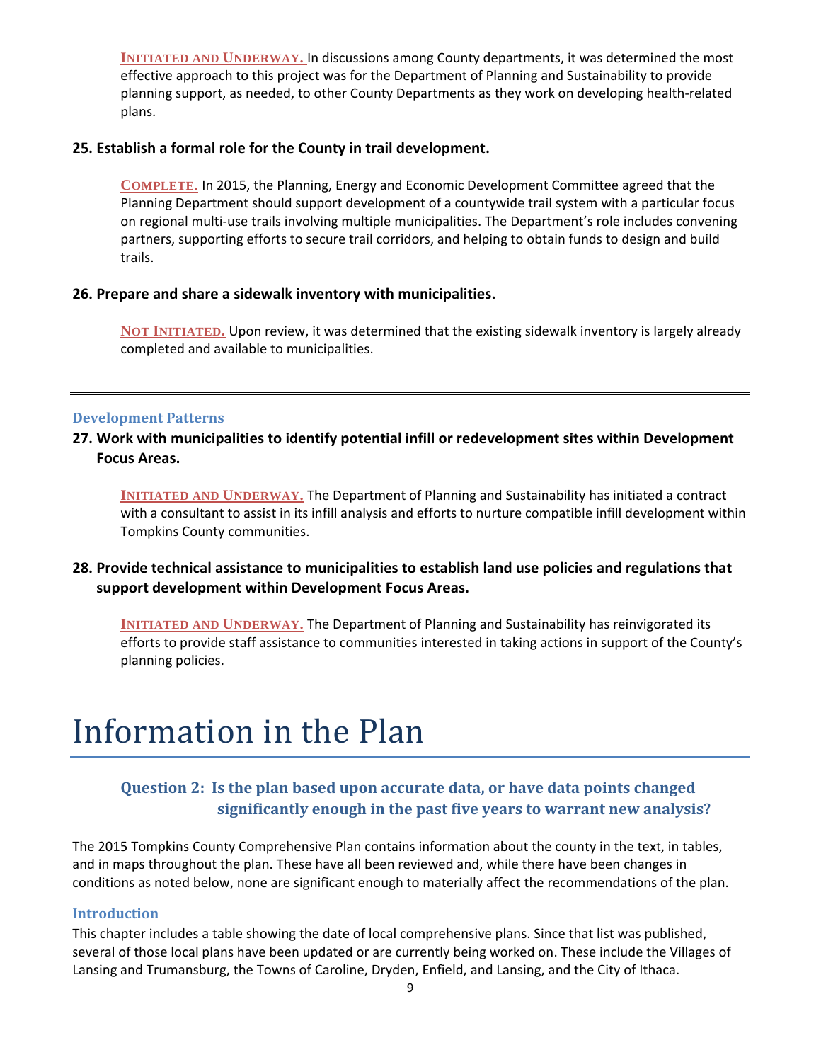**INITIATED AND UNDERWAY.** In discussions among County departments, it was determined the most effective approach to this project was for the Department of Planning and Sustainability to provide planning support, as needed, to other County Departments as they work on developing health-related plans.

**25. Establish a formal role for the County in trail development.**

**COMPLETE.** In 2015, the Planning, Energy and Economic Development Committee agreed that the Planning Department should support development of a countywide trail system with a particular focus on regional multi-use trails involving multiple municipalities. The Department's role includes convening partners, supporting efforts to secure trail corridors, and helping to obtain funds to design and build trails.

**26. Prepare and share a sidewalk inventory with municipalities.**

**NOT INITIATED.** Upon review, it was determined that the existing sidewalk inventory is largely already completed and available to municipalities.

---

### Development Patterns

**27. Work with municipalities to identify potential infill or redevelopment sites within Development Focus Areas.**

**INITIATED AND UNDERWAY.** The Department of Planning and Sustainability has initiated a contract with a consultant to assist in its infill analysis and efforts to nurture compatible infill development within Tompkins County communities.

**28. Provide technical assistance to municipalities to establish land use policies and regulations that support development within Development Focus Areas.**

**INITIATED AND UNDERWAY.** The Department of Planning and Sustainability has reinvigorated its efforts to provide staff assistance to communities interested in taking actions in support of the County's planning policies.

# Information in the Plan

## Question 2: Is the plan based upon accurate data, or have data points changed significantly enough in the past five years to warrant new analysis?

The 2015 Tompkins County Comprehensive Plan contains information about the county in the text, in tables, and in maps throughout the plan. These have all been reviewed and, while there have been changes in conditions as noted below, none are significant enough to materially affect the recommendations of the plan.

### Introduction

This chapter includes a table showing the date of local comprehensive plans. Since that list was published, several of those local plans have been updated or are currently being worked on. These include the Villages of Lansing and Trumansburg, the Towns of Caroline, Dryden, Enfield, and Lansing, and the City of Ithaca.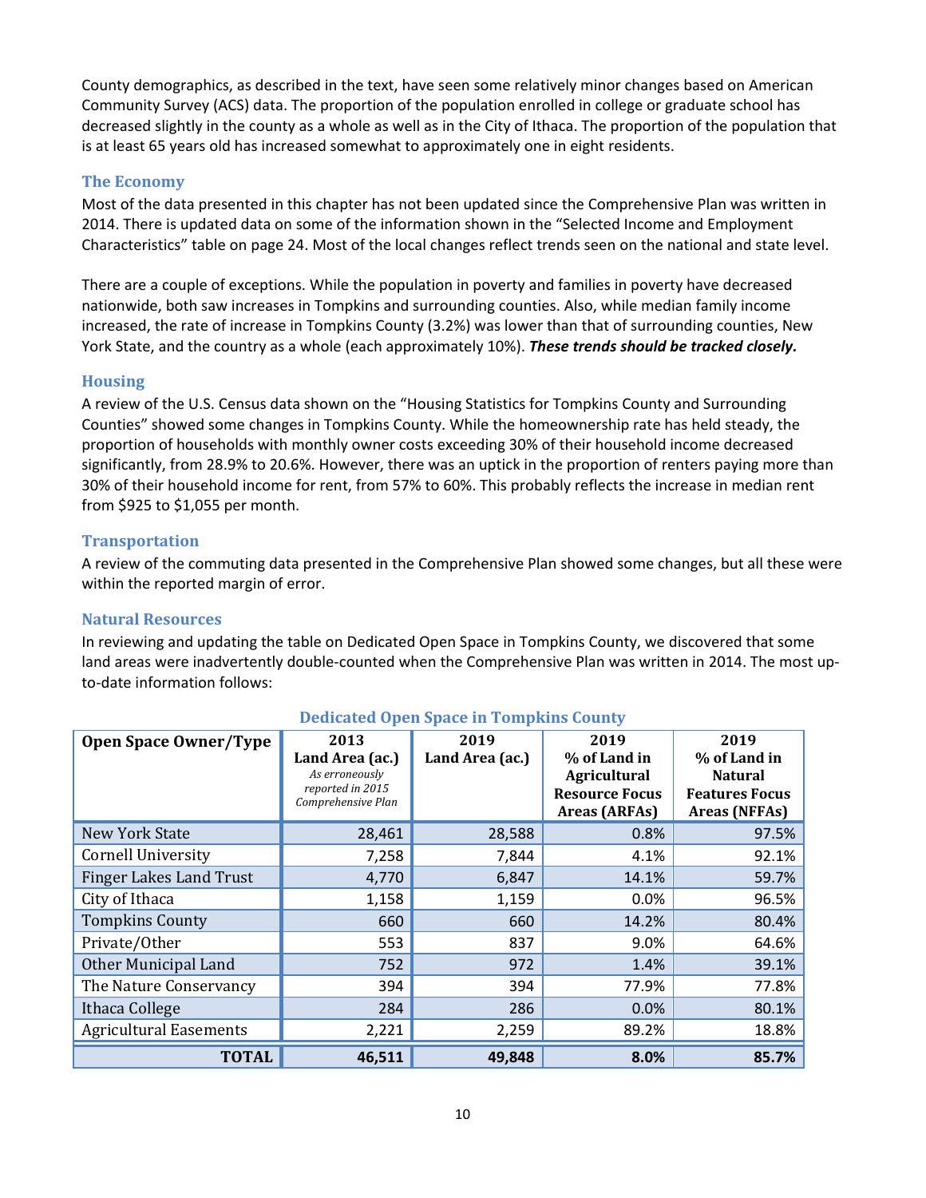County demographics, as described in the text, have seen some relatively minor changes based on American Community Survey (ACS) data. The proportion of the population enrolled in college or graduate school has decreased slightly in the county as a whole as well as in the City of Ithaca. The proportion of the population that is at least 65 years old has increased somewhat to approximately one in eight residents.

### The Economy

Most of the data presented in this chapter has not been updated since the Comprehensive Plan was written in 2014. There is updated data on some of the information shown in the "Selected Income and Employment Characteristics" table on page 24. Most of the local changes reflect trends seen on the national and state level.

There are a couple of exceptions. While the population in poverty and families in poverty have decreased nationwide, both saw increases in Tompkins and surrounding counties. Also, while median family income increased, the rate of increase in Tompkins County (3.2%) was lower than that of surrounding counties, New York State, and the country as a whole (each approximately 10%). ***These trends should be tracked closely.***

### Housing

A review of the U.S. Census data shown on the "Housing Statistics for Tompkins County and Surrounding Counties" showed some changes in Tompkins County. While the homeownership rate has held steady, the proportion of households with monthly owner costs exceeding 30% of their household income decreased significantly, from 28.9% to 20.6%. However, there was an uptick in the proportion of renters paying more than 30% of their household income for rent, from 57% to 60%. This probably reflects the increase in median rent from $925 to $1,055 per month.

### Transportation

A review of the commuting data presented in the Comprehensive Plan showed some changes, but all these were within the reported margin of error.

### Natural Resources

In reviewing and updating the table on Dedicated Open Space in Tompkins County, we discovered that some land areas were inadvertently double-counted when the Comprehensive Plan was written in 2014. The most up-to-date information follows:

**Dedicated Open Space in Tompkins County**

| Open Space Owner/Type | 2013 Land Area (ac.) *As erroneously reported in 2015 Comprehensive Plan* | 2019 Land Area (ac.) | 2019 % of Land in Agricultural Resource Focus Areas (ARFAs) | 2019 % of Land in Natural Features Focus Areas (NFFAs) |
|---|---|---|---|---|
| New York State | 28,461 | 28,588 | 0.8% | 97.5% |
| Cornell University | 7,258 | 7,844 | 4.1% | 92.1% |
| Finger Lakes Land Trust | 4,770 | 6,847 | 14.1% | 59.7% |
| City of Ithaca | 1,158 | 1,159 | 0.0% | 96.5% |
| Tompkins County | 660 | 660 | 14.2% | 80.4% |
| Private/Other | 553 | 837 | 9.0% | 64.6% |
| Other Municipal Land | 752 | 972 | 1.4% | 39.1% |
| The Nature Conservancy | 394 | 394 | 77.9% | 77.8% |
| Ithaca College | 284 | 286 | 0.0% | 80.1% |
| Agricultural Easements | 2,221 | 2,259 | 89.2% | 18.8% |
| **TOTAL** | **46,511** | **49,848** | **8.0%** | **85.7%** |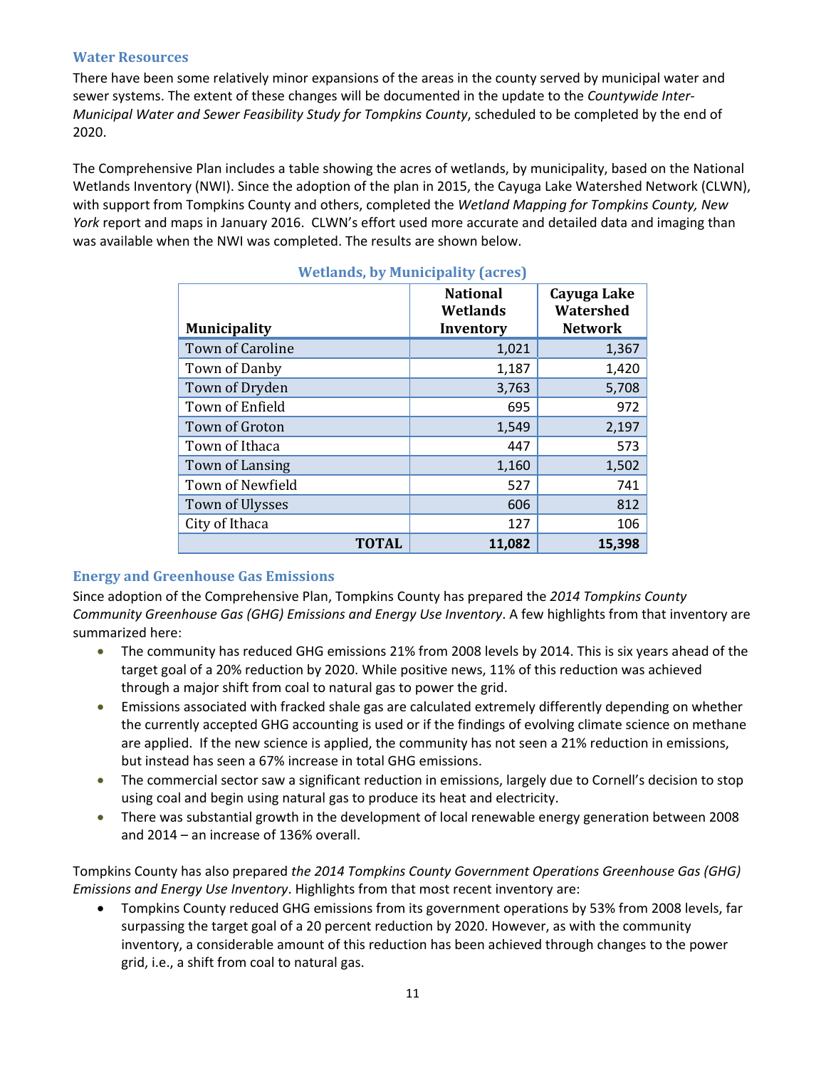## Water Resources

There have been some relatively minor expansions of the areas in the county served by municipal water and sewer systems. The extent of these changes will be documented in the update to the *Countywide Inter-Municipal Water and Sewer Feasibility Study for Tompkins County*, scheduled to be completed by the end of 2020.

The Comprehensive Plan includes a table showing the acres of wetlands, by municipality, based on the National Wetlands Inventory (NWI). Since the adoption of the plan in 2015, the Cayuga Lake Watershed Network (CLWN), with support from Tompkins County and others, completed the *Wetland Mapping for Tompkins County, New York* report and maps in January 2016. CLWN's effort used more accurate and detailed data and imaging than was available when the NWI was completed. The results are shown below.

### Wetlands, by Municipality (acres)

| Municipality | National Wetlands Inventory | Cayuga Lake Watershed Network |
|---|---:|---:|
| Town of Caroline | 1,021 | 1,367 |
| Town of Danby | 1,187 | 1,420 |
| Town of Dryden | 3,763 | 5,708 |
| Town of Enfield | 695 | 972 |
| Town of Groton | 1,549 | 2,197 |
| Town of Ithaca | 447 | 573 |
| Town of Lansing | 1,160 | 1,502 |
| Town of Newfield | 527 | 741 |
| Town of Ulysses | 606 | 812 |
| City of Ithaca | 127 | 106 |
| **TOTAL** | **11,082** | **15,398** |

## Energy and Greenhouse Gas Emissions

Since adoption of the Comprehensive Plan, Tompkins County has prepared the *2014 Tompkins County Community Greenhouse Gas (GHG) Emissions and Energy Use Inventory*. A few highlights from that inventory are summarized here:

- The community has reduced GHG emissions 21% from 2008 levels by 2014. This is six years ahead of the target goal of a 20% reduction by 2020. While positive news, 11% of this reduction was achieved through a major shift from coal to natural gas to power the grid.
- Emissions associated with fracked shale gas are calculated extremely differently depending on whether the currently accepted GHG accounting is used or if the findings of evolving climate science on methane are applied. If the new science is applied, the community has not seen a 21% reduction in emissions, but instead has seen a 67% increase in total GHG emissions.
- The commercial sector saw a significant reduction in emissions, largely due to Cornell's decision to stop using coal and begin using natural gas to produce its heat and electricity.
- There was substantial growth in the development of local renewable energy generation between 2008 and 2014 – an increase of 136% overall.

Tompkins County has also prepared *the 2014 Tompkins County Government Operations Greenhouse Gas (GHG) Emissions and Energy Use Inventory*. Highlights from that most recent inventory are:

- Tompkins County reduced GHG emissions from its government operations by 53% from 2008 levels, far surpassing the target goal of a 20 percent reduction by 2020. However, as with the community inventory, a considerable amount of this reduction has been achieved through changes to the power grid, i.e., a shift from coal to natural gas.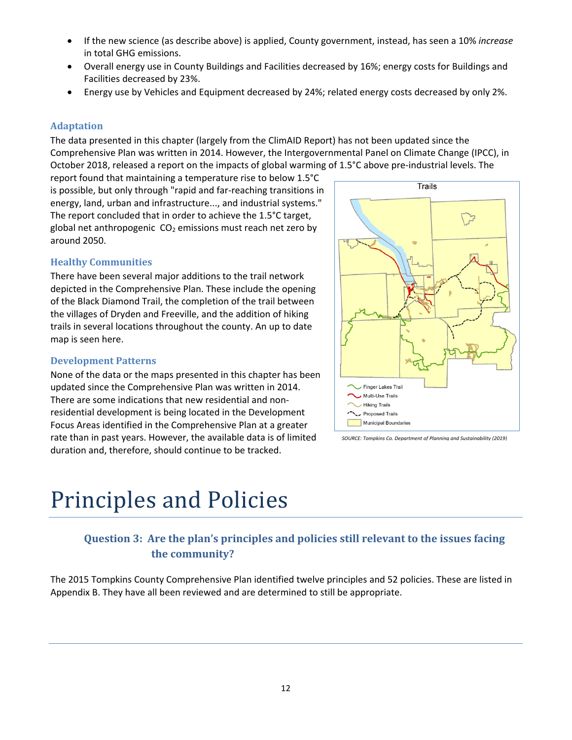- If the new science (as describe above) is applied, County government, instead, has seen a 10% *increase* in total GHG emissions.
- Overall energy use in County Buildings and Facilities decreased by 16%; energy costs for Buildings and Facilities decreased by 23%.
- Energy use by Vehicles and Equipment decreased by 24%; related energy costs decreased by only 2%.

### Adaptation

The data presented in this chapter (largely from the ClimAID Report) has not been updated since the Comprehensive Plan was written in 2014. However, the Intergovernmental Panel on Climate Change (IPCC), in October 2018, released a report on the impacts of global warming of 1.5°C above pre-industrial levels. The report found that maintaining a temperature rise to below 1.5°C is possible, but only through "rapid and far-reaching transitions in energy, land, urban and infrastructure..., and industrial systems." The report concluded that in order to achieve the 1.5°C target, global net anthropogenic $CO_2$ emissions must reach net zero by around 2050.

### Healthy Communities

There have been several major additions to the trail network depicted in the Comprehensive Plan. These include the opening of the Black Diamond Trail, the completion of the trail between the villages of Dryden and Freeville, and the addition of hiking trails in several locations throughout the county. An up to date map is seen here.

Trails

Finger Lakes Trail
Multi-Use Trails
Hiking Trails
Proposed Trails
Municipal Boundaries

*SOURCE: Tompkins Co. Department of Planning and Sustainability (2019)*

### Development Patterns

None of the data or the maps presented in this chapter has been updated since the Comprehensive Plan was written in 2014. There are some indications that new residential and non-residential development is being located in the Development Focus Areas identified in the Comprehensive Plan at a greater rate than in past years. However, the available data is of limited duration and, therefore, should continue to be tracked.

# Principles and Policies

## Question 3: Are the plan's principles and policies still relevant to the issues facing the community?

The 2015 Tompkins County Comprehensive Plan identified twelve principles and 52 policies. These are listed in Appendix B. They have all been reviewed and are determined to still be appropriate.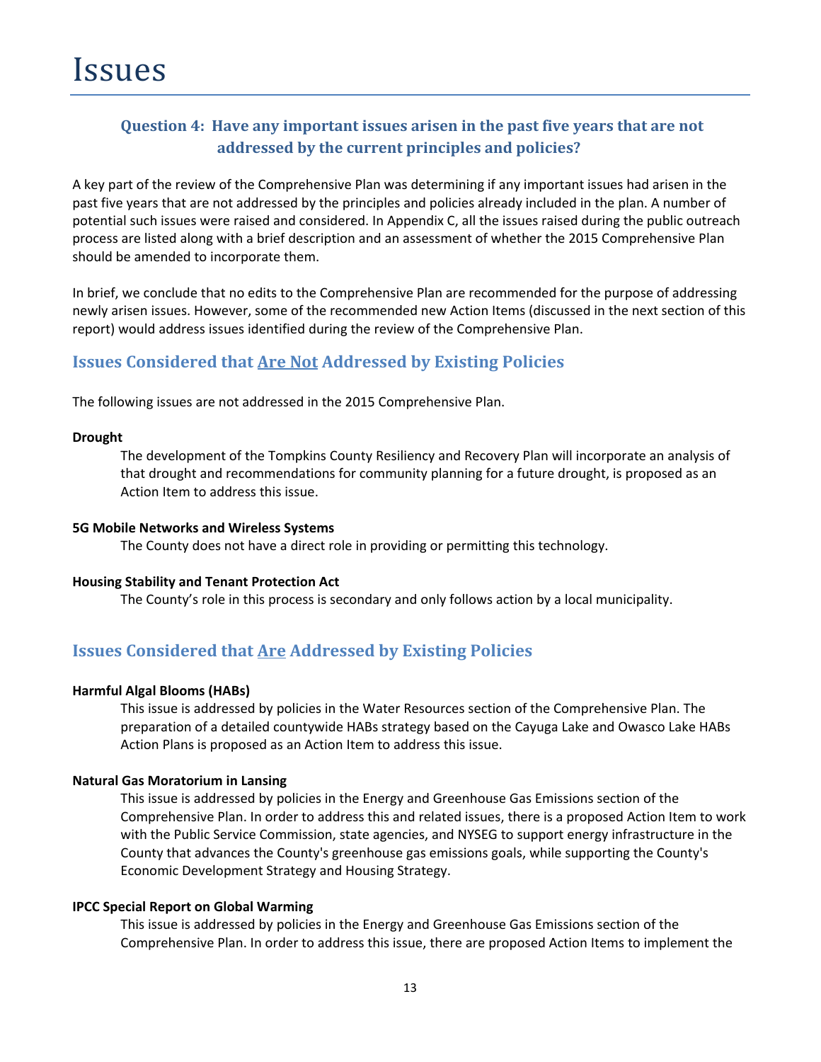# Issues

### Question 4: Have any important issues arisen in the past five years that are not addressed by the current principles and policies?

A key part of the review of the Comprehensive Plan was determining if any important issues had arisen in the past five years that are not addressed by the principles and policies already included in the plan. A number of potential such issues were raised and considered. In Appendix C, all the issues raised during the public outreach process are listed along with a brief description and an assessment of whether the 2015 Comprehensive Plan should be amended to incorporate them.

In brief, we conclude that no edits to the Comprehensive Plan are recommended for the purpose of addressing newly arisen issues. However, some of the recommended new Action Items (discussed in the next section of this report) would address issues identified during the review of the Comprehensive Plan.

## Issues Considered that Are Not Addressed by Existing Policies

The following issues are not addressed in the 2015 Comprehensive Plan.

**Drought**

The development of the Tompkins County Resiliency and Recovery Plan will incorporate an analysis of that drought and recommendations for community planning for a future drought, is proposed as an Action Item to address this issue.

**5G Mobile Networks and Wireless Systems**

The County does not have a direct role in providing or permitting this technology.

**Housing Stability and Tenant Protection Act**

The County's role in this process is secondary and only follows action by a local municipality.

## Issues Considered that Are Addressed by Existing Policies

**Harmful Algal Blooms (HABs)**

This issue is addressed by policies in the Water Resources section of the Comprehensive Plan. The preparation of a detailed countywide HABs strategy based on the Cayuga Lake and Owasco Lake HABs Action Plans is proposed as an Action Item to address this issue.

**Natural Gas Moratorium in Lansing**

This issue is addressed by policies in the Energy and Greenhouse Gas Emissions section of the Comprehensive Plan. In order to address this and related issues, there is a proposed Action Item to work with the Public Service Commission, state agencies, and NYSEG to support energy infrastructure in the County that advances the County's greenhouse gas emissions goals, while supporting the County's Economic Development Strategy and Housing Strategy.

**IPCC Special Report on Global Warming**

This issue is addressed by policies in the Energy and Greenhouse Gas Emissions section of the Comprehensive Plan. In order to address this issue, there are proposed Action Items to implement the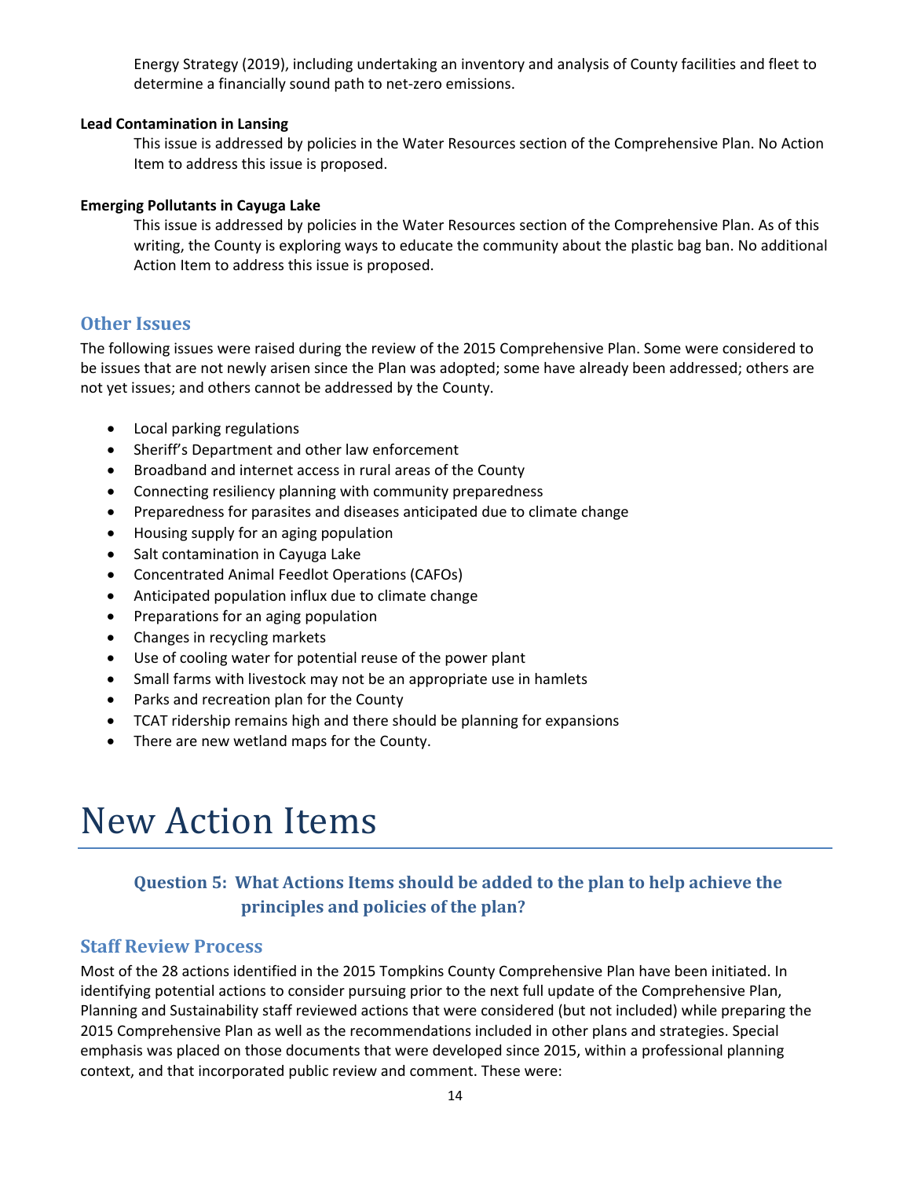Energy Strategy (2019), including undertaking an inventory and analysis of County facilities and fleet to determine a financially sound path to net-zero emissions.

**Lead Contamination in Lansing**

This issue is addressed by policies in the Water Resources section of the Comprehensive Plan. No Action Item to address this issue is proposed.

**Emerging Pollutants in Cayuga Lake**

This issue is addressed by policies in the Water Resources section of the Comprehensive Plan. As of this writing, the County is exploring ways to educate the community about the plastic bag ban. No additional Action Item to address this issue is proposed.

## Other Issues

The following issues were raised during the review of the 2015 Comprehensive Plan. Some were considered to be issues that are not newly arisen since the Plan was adopted; some have already been addressed; others are not yet issues; and others cannot be addressed by the County.

- Local parking regulations
- Sheriff's Department and other law enforcement
- Broadband and internet access in rural areas of the County
- Connecting resiliency planning with community preparedness
- Preparedness for parasites and diseases anticipated due to climate change
- Housing supply for an aging population
- Salt contamination in Cayuga Lake
- Concentrated Animal Feedlot Operations (CAFOs)
- Anticipated population influx due to climate change
- Preparations for an aging population
- Changes in recycling markets
- Use of cooling water for potential reuse of the power plant
- Small farms with livestock may not be an appropriate use in hamlets
- Parks and recreation plan for the County
- TCAT ridership remains high and there should be planning for expansions
- There are new wetland maps for the County.

# New Action Items

### Question 5: What Actions Items should be added to the plan to help achieve the principles and policies of the plan?

## Staff Review Process

Most of the 28 actions identified in the 2015 Tompkins County Comprehensive Plan have been initiated. In identifying potential actions to consider pursuing prior to the next full update of the Comprehensive Plan, Planning and Sustainability staff reviewed actions that were considered (but not included) while preparing the 2015 Comprehensive Plan as well as the recommendations included in other plans and strategies. Special emphasis was placed on those documents that were developed since 2015, within a professional planning context, and that incorporated public review and comment. These were: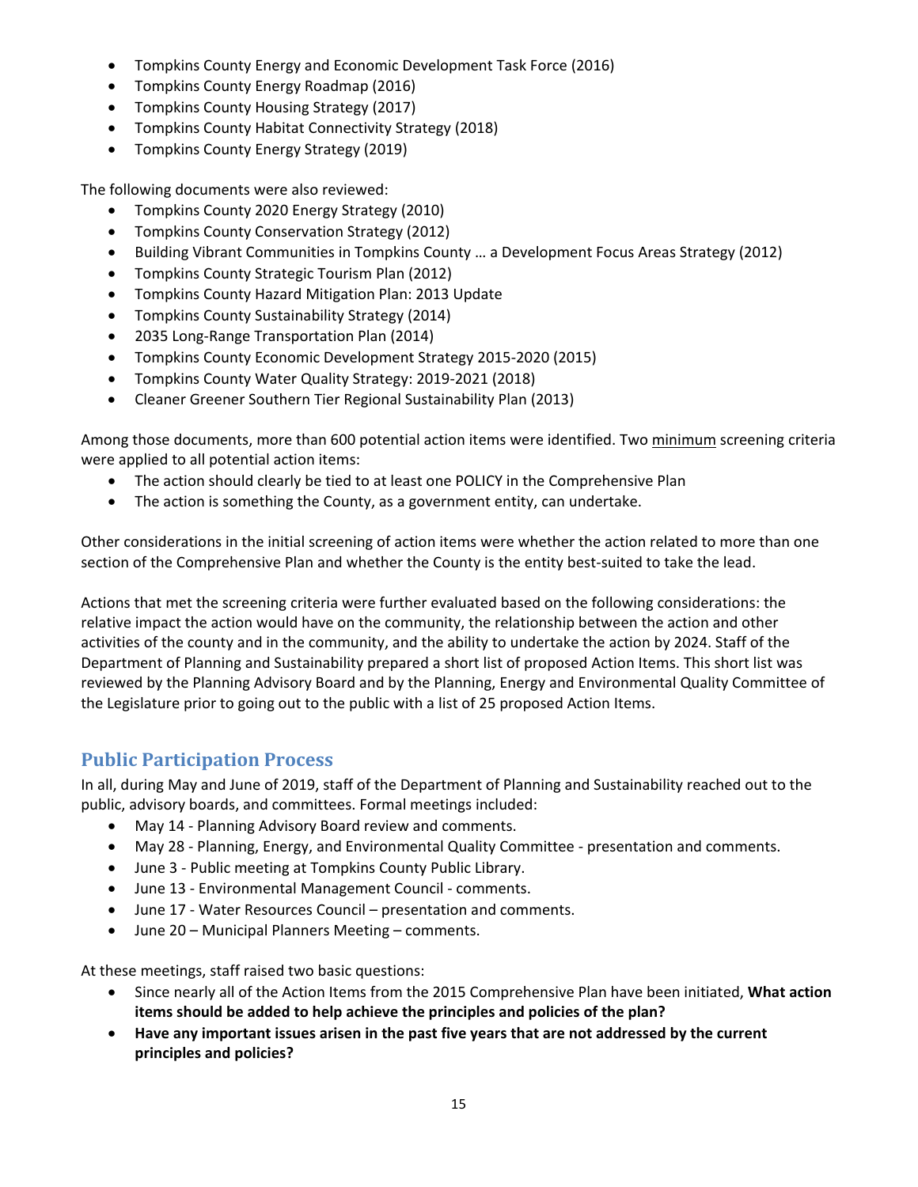- Tompkins County Energy and Economic Development Task Force (2016)
- Tompkins County Energy Roadmap (2016)
- Tompkins County Housing Strategy (2017)
- Tompkins County Habitat Connectivity Strategy (2018)
- Tompkins County Energy Strategy (2019)

The following documents were also reviewed:

- Tompkins County 2020 Energy Strategy (2010)
- Tompkins County Conservation Strategy (2012)
- Building Vibrant Communities in Tompkins County … a Development Focus Areas Strategy (2012)
- Tompkins County Strategic Tourism Plan (2012)
- Tompkins County Hazard Mitigation Plan: 2013 Update
- Tompkins County Sustainability Strategy (2014)
- 2035 Long-Range Transportation Plan (2014)
- Tompkins County Economic Development Strategy 2015-2020 (2015)
- Tompkins County Water Quality Strategy: 2019-2021 (2018)
- Cleaner Greener Southern Tier Regional Sustainability Plan (2013)

Among those documents, more than 600 potential action items were identified. Two minimum screening criteria were applied to all potential action items:

- The action should clearly be tied to at least one POLICY in the Comprehensive Plan
- The action is something the County, as a government entity, can undertake.

Other considerations in the initial screening of action items were whether the action related to more than one section of the Comprehensive Plan and whether the County is the entity best-suited to take the lead.

Actions that met the screening criteria were further evaluated based on the following considerations: the relative impact the action would have on the community, the relationship between the action and other activities of the county and in the community, and the ability to undertake the action by 2024. Staff of the Department of Planning and Sustainability prepared a short list of proposed Action Items. This short list was reviewed by the Planning Advisory Board and by the Planning, Energy and Environmental Quality Committee of the Legislature prior to going out to the public with a list of 25 proposed Action Items.

## Public Participation Process

In all, during May and June of 2019, staff of the Department of Planning and Sustainability reached out to the public, advisory boards, and committees. Formal meetings included:

- May 14 - Planning Advisory Board review and comments.
- May 28 - Planning, Energy, and Environmental Quality Committee - presentation and comments.
- June 3 - Public meeting at Tompkins County Public Library.
- June 13 - Environmental Management Council - comments.
- June 17 - Water Resources Council – presentation and comments.
- June 20 – Municipal Planners Meeting – comments.

At these meetings, staff raised two basic questions:

- Since nearly all of the Action Items from the 2015 Comprehensive Plan have been initiated, **What action items should be added to help achieve the principles and policies of the plan?**
- **Have any important issues arisen in the past five years that are not addressed by the current principles and policies?**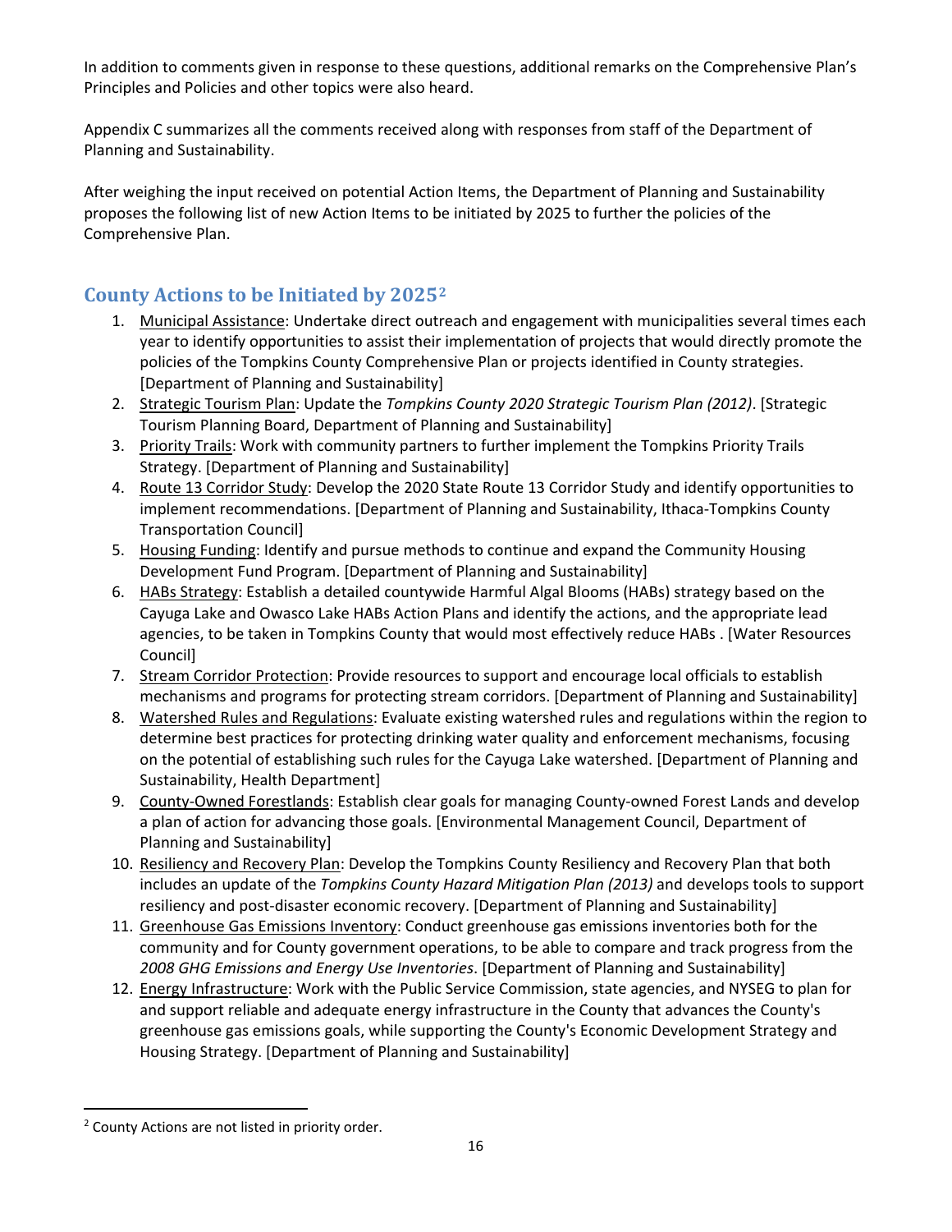In addition to comments given in response to these questions, additional remarks on the Comprehensive Plan's Principles and Policies and other topics were also heard.

Appendix C summarizes all the comments received along with responses from staff of the Department of Planning and Sustainability.

After weighing the input received on potential Action Items, the Department of Planning and Sustainability proposes the following list of new Action Items to be initiated by 2025 to further the policies of the Comprehensive Plan.

## County Actions to be Initiated by 2025[2]

1. Municipal Assistance: Undertake direct outreach and engagement with municipalities several times each year to identify opportunities to assist their implementation of projects that would directly promote the policies of the Tompkins County Comprehensive Plan or projects identified in County strategies. [Department of Planning and Sustainability]
2. Strategic Tourism Plan: Update the *Tompkins County 2020 Strategic Tourism Plan (2012)*. [Strategic Tourism Planning Board, Department of Planning and Sustainability]
3. Priority Trails: Work with community partners to further implement the Tompkins Priority Trails Strategy. [Department of Planning and Sustainability]
4. Route 13 Corridor Study: Develop the 2020 State Route 13 Corridor Study and identify opportunities to implement recommendations. [Department of Planning and Sustainability, Ithaca-Tompkins County Transportation Council]
5. Housing Funding: Identify and pursue methods to continue and expand the Community Housing Development Fund Program. [Department of Planning and Sustainability]
6. HABs Strategy: Establish a detailed countywide Harmful Algal Blooms (HABs) strategy based on the Cayuga Lake and Owasco Lake HABs Action Plans and identify the actions, and the appropriate lead agencies, to be taken in Tompkins County that would most effectively reduce HABs . [Water Resources Council]
7. Stream Corridor Protection: Provide resources to support and encourage local officials to establish mechanisms and programs for protecting stream corridors. [Department of Planning and Sustainability]
8. Watershed Rules and Regulations: Evaluate existing watershed rules and regulations within the region to determine best practices for protecting drinking water quality and enforcement mechanisms, focusing on the potential of establishing such rules for the Cayuga Lake watershed. [Department of Planning and Sustainability, Health Department]
9. County-Owned Forestlands: Establish clear goals for managing County-owned Forest Lands and develop a plan of action for advancing those goals. [Environmental Management Council, Department of Planning and Sustainability]
10. Resiliency and Recovery Plan: Develop the Tompkins County Resiliency and Recovery Plan that both includes an update of the *Tompkins County Hazard Mitigation Plan (2013)* and develops tools to support resiliency and post-disaster economic recovery. [Department of Planning and Sustainability]
11. Greenhouse Gas Emissions Inventory: Conduct greenhouse gas emissions inventories both for the community and for County government operations, to be able to compare and track progress from the *2008 GHG Emissions and Energy Use Inventories*. [Department of Planning and Sustainability]
12. Energy Infrastructure: Work with the Public Service Commission, state agencies, and NYSEG to plan for and support reliable and adequate energy infrastructure in the County that advances the County's greenhouse gas emissions goals, while supporting the County's Economic Development Strategy and Housing Strategy. [Department of Planning and Sustainability]

[2] County Actions are not listed in priority order.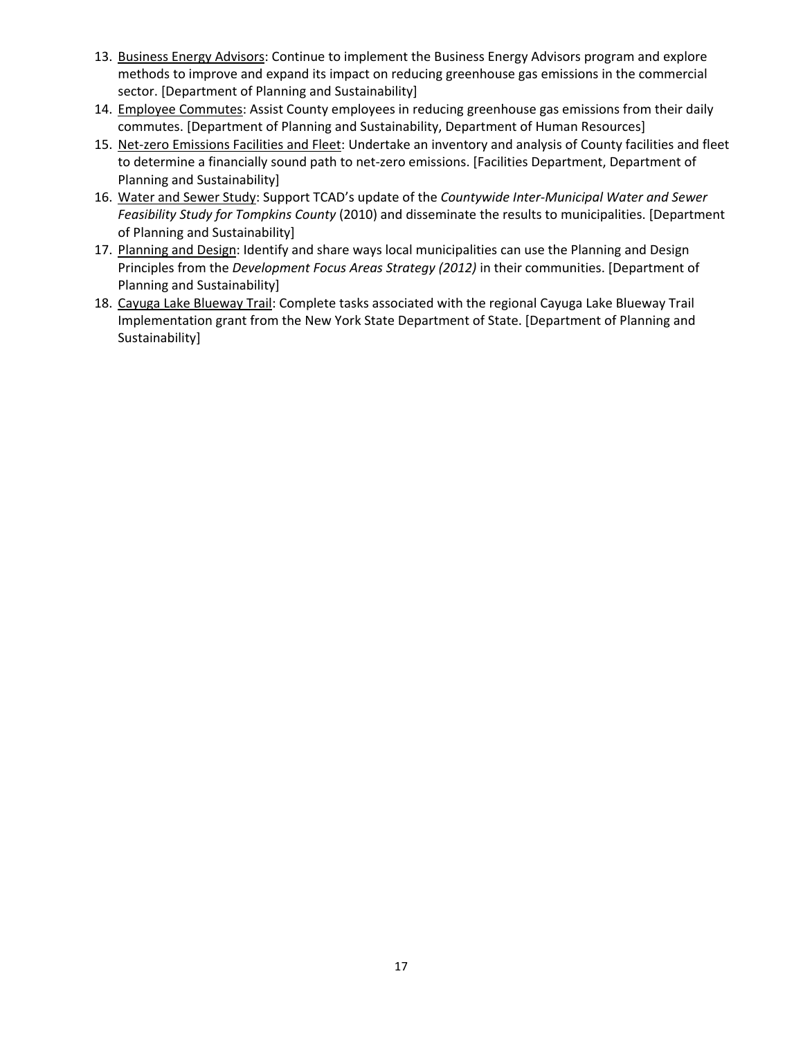13. <u>Business Energy Advisors</u>: Continue to implement the Business Energy Advisors program and explore methods to improve and expand its impact on reducing greenhouse gas emissions in the commercial sector. [Department of Planning and Sustainability]
14. <u>Employee Commutes</u>: Assist County employees in reducing greenhouse gas emissions from their daily commutes. [Department of Planning and Sustainability, Department of Human Resources]
15. <u>Net-zero Emissions Facilities and Fleet</u>: Undertake an inventory and analysis of County facilities and fleet to determine a financially sound path to net-zero emissions. [Facilities Department, Department of Planning and Sustainability]
16. <u>Water and Sewer Study</u>: Support TCAD's update of the *Countywide Inter-Municipal Water and Sewer Feasibility Study for Tompkins County* (2010) and disseminate the results to municipalities. [Department of Planning and Sustainability]
17. <u>Planning and Design</u>: Identify and share ways local municipalities can use the Planning and Design Principles from the *Development Focus Areas Strategy (2012)* in their communities. [Department of Planning and Sustainability]
18. <u>Cayuga Lake Blueway Trail</u>: Complete tasks associated with the regional Cayuga Lake Blueway Trail Implementation grant from the New York State Department of State. [Department of Planning and Sustainability]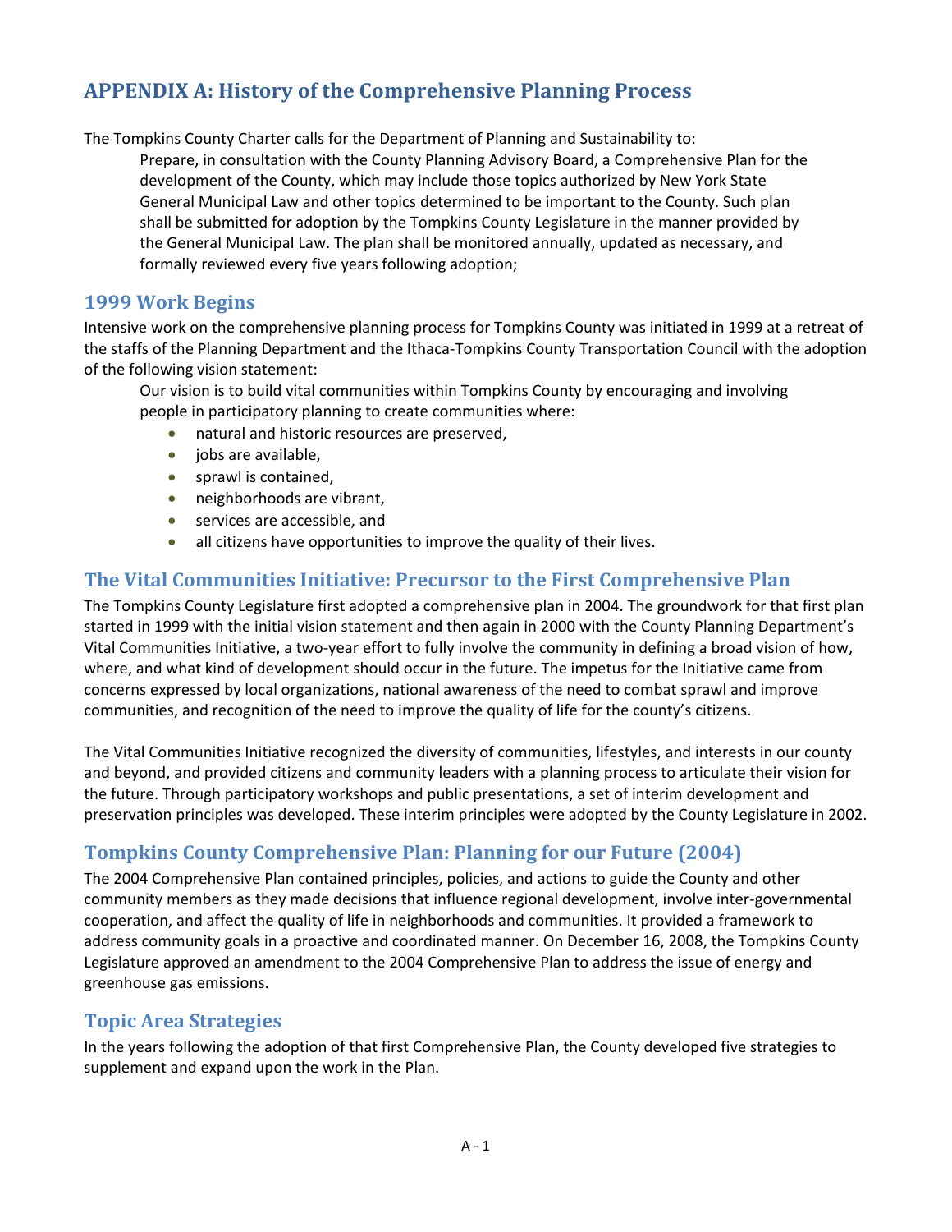# APPENDIX A: History of the Comprehensive Planning Process

The Tompkins County Charter calls for the Department of Planning and Sustainability to:

> Prepare, in consultation with the County Planning Advisory Board, a Comprehensive Plan for the development of the County, which may include those topics authorized by New York State General Municipal Law and other topics determined to be important to the County. Such plan shall be submitted for adoption by the Tompkins County Legislature in the manner provided by the General Municipal Law. The plan shall be monitored annually, updated as necessary, and formally reviewed every five years following adoption;

## 1999 Work Begins

Intensive work on the comprehensive planning process for Tompkins County was initiated in 1999 at a retreat of the staffs of the Planning Department and the Ithaca-Tompkins County Transportation Council with the adoption of the following vision statement:

> Our vision is to build vital communities within Tompkins County by encouraging and involving people in participatory planning to create communities where:
>
> - natural and historic resources are preserved,
> - jobs are available,
> - sprawl is contained,
> - neighborhoods are vibrant,
> - services are accessible, and
> - all citizens have opportunities to improve the quality of their lives.

## The Vital Communities Initiative: Precursor to the First Comprehensive Plan

The Tompkins County Legislature first adopted a comprehensive plan in 2004. The groundwork for that first plan started in 1999 with the initial vision statement and then again in 2000 with the County Planning Department's Vital Communities Initiative, a two-year effort to fully involve the community in defining a broad vision of how, where, and what kind of development should occur in the future. The impetus for the Initiative came from concerns expressed by local organizations, national awareness of the need to combat sprawl and improve communities, and recognition of the need to improve the quality of life for the county's citizens.

The Vital Communities Initiative recognized the diversity of communities, lifestyles, and interests in our county and beyond, and provided citizens and community leaders with a planning process to articulate their vision for the future. Through participatory workshops and public presentations, a set of interim development and preservation principles was developed. These interim principles were adopted by the County Legislature in 2002.

## Tompkins County Comprehensive Plan: Planning for our Future (2004)

The 2004 Comprehensive Plan contained principles, policies, and actions to guide the County and other community members as they made decisions that influence regional development, involve inter-governmental cooperation, and affect the quality of life in neighborhoods and communities. It provided a framework to address community goals in a proactive and coordinated manner. On December 16, 2008, the Tompkins County Legislature approved an amendment to the 2004 Comprehensive Plan to address the issue of energy and greenhouse gas emissions.

## Topic Area Strategies

In the years following the adoption of that first Comprehensive Plan, the County developed five strategies to supplement and expand upon the work in the Plan.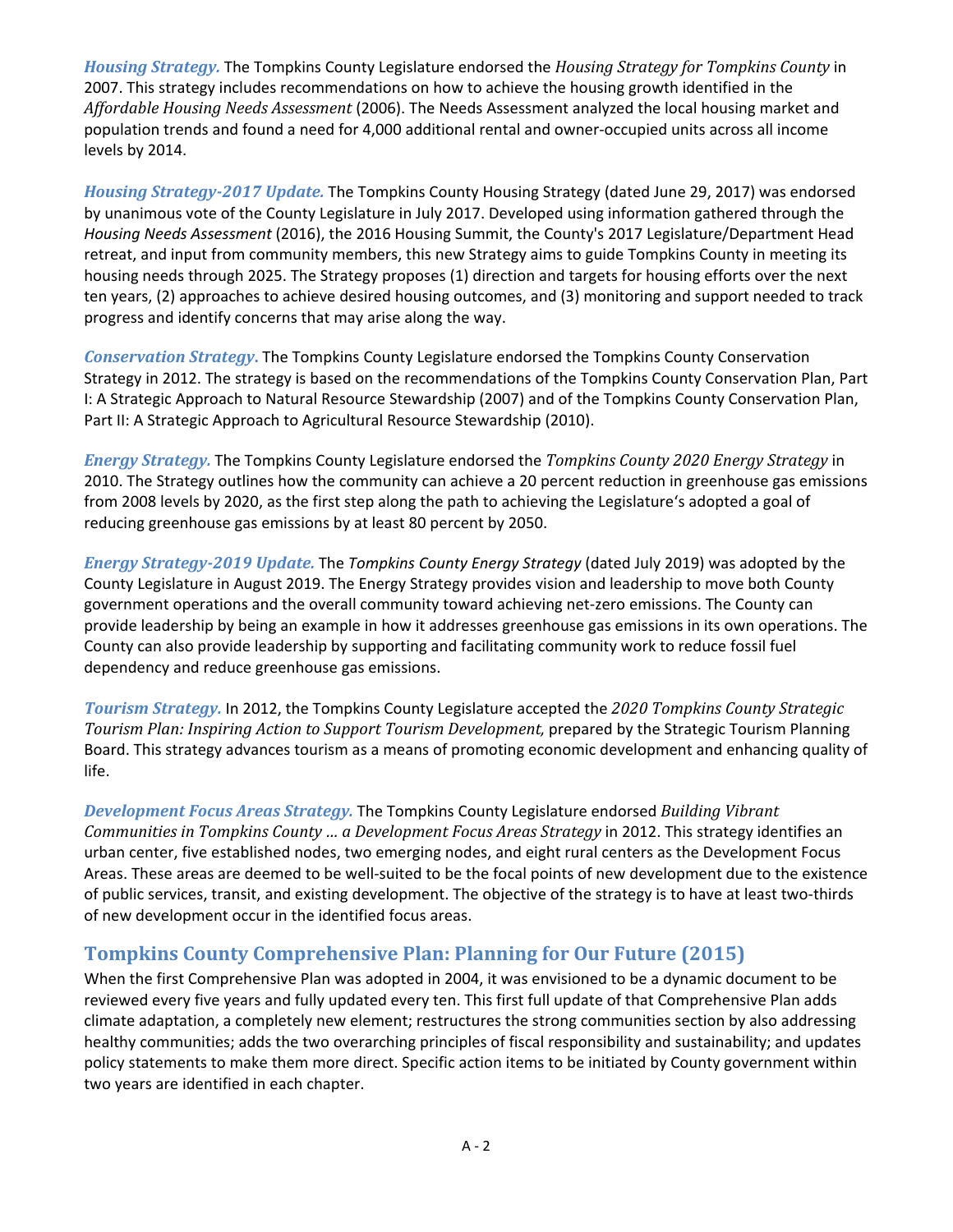***Housing Strategy.*** The Tompkins County Legislature endorsed the *Housing Strategy for Tompkins County* in 2007. This strategy includes recommendations on how to achieve the housing growth identified in the *Affordable Housing Needs Assessment* (2006). The Needs Assessment analyzed the local housing market and population trends and found a need for 4,000 additional rental and owner-occupied units across all income levels by 2014.

***Housing Strategy-2017 Update.*** The Tompkins County Housing Strategy (dated June 29, 2017) was endorsed by unanimous vote of the County Legislature in July 2017. Developed using information gathered through the *Housing Needs Assessment* (2016), the 2016 Housing Summit, the County's 2017 Legislature/Department Head retreat, and input from community members, this new Strategy aims to guide Tompkins County in meeting its housing needs through 2025. The Strategy proposes (1) direction and targets for housing efforts over the next ten years, (2) approaches to achieve desired housing outcomes, and (3) monitoring and support needed to track progress and identify concerns that may arise along the way.

***Conservation Strategy.*** The Tompkins County Legislature endorsed the Tompkins County Conservation Strategy in 2012. The strategy is based on the recommendations of the Tompkins County Conservation Plan, Part I: A Strategic Approach to Natural Resource Stewardship (2007) and of the Tompkins County Conservation Plan, Part II: A Strategic Approach to Agricultural Resource Stewardship (2010).

***Energy Strategy.*** The Tompkins County Legislature endorsed the *Tompkins County 2020 Energy Strategy* in 2010. The Strategy outlines how the community can achieve a 20 percent reduction in greenhouse gas emissions from 2008 levels by 2020, as the first step along the path to achieving the Legislature's adopted a goal of reducing greenhouse gas emissions by at least 80 percent by 2050.

***Energy Strategy-2019 Update.*** The *Tompkins County Energy Strategy* (dated July 2019) was adopted by the County Legislature in August 2019. The Energy Strategy provides vision and leadership to move both County government operations and the overall community toward achieving net-zero emissions. The County can provide leadership by being an example in how it addresses greenhouse gas emissions in its own operations. The County can also provide leadership by supporting and facilitating community work to reduce fossil fuel dependency and reduce greenhouse gas emissions.

***Tourism Strategy.*** In 2012, the Tompkins County Legislature accepted the *2020 Tompkins County Strategic Tourism Plan: Inspiring Action to Support Tourism Development,* prepared by the Strategic Tourism Planning Board. This strategy advances tourism as a means of promoting economic development and enhancing quality of life.

***Development Focus Areas Strategy.*** The Tompkins County Legislature endorsed *Building Vibrant Communities in Tompkins County … a Development Focus Areas Strategy* in 2012. This strategy identifies an urban center, five established nodes, two emerging nodes, and eight rural centers as the Development Focus Areas. These areas are deemed to be well-suited to be the focal points of new development due to the existence of public services, transit, and existing development. The objective of the strategy is to have at least two-thirds of new development occur in the identified focus areas.

## Tompkins County Comprehensive Plan: Planning for Our Future (2015)

When the first Comprehensive Plan was adopted in 2004, it was envisioned to be a dynamic document to be reviewed every five years and fully updated every ten. This first full update of that Comprehensive Plan adds climate adaptation, a completely new element; restructures the strong communities section by also addressing healthy communities; adds the two overarching principles of fiscal responsibility and sustainability; and updates policy statements to make them more direct. Specific action items to be initiated by County government within two years are identified in each chapter.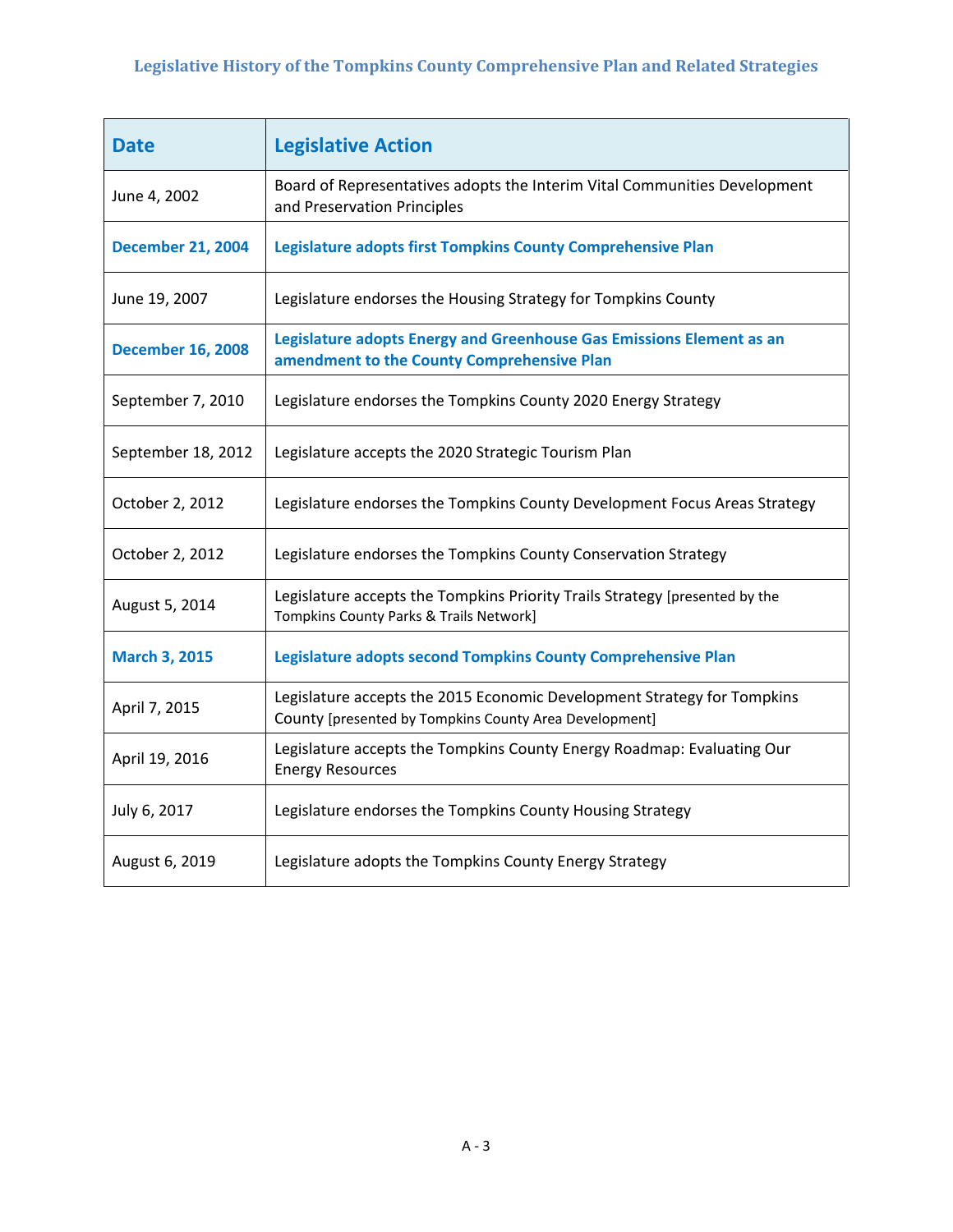# Legislative History of the Tompkins County Comprehensive Plan and Related Strategies

| Date | Legislative Action |
|---|---|
| June 4, 2002 | Board of Representatives adopts the Interim Vital Communities Development and Preservation Principles |
| **December 21, 2004** | **Legislature adopts first Tompkins County Comprehensive Plan** |
| June 19, 2007 | Legislature endorses the Housing Strategy for Tompkins County |
| **December 16, 2008** | **Legislature adopts Energy and Greenhouse Gas Emissions Element as an amendment to the County Comprehensive Plan** |
| September 7, 2010 | Legislature endorses the Tompkins County 2020 Energy Strategy |
| September 18, 2012 | Legislature accepts the 2020 Strategic Tourism Plan |
| October 2, 2012 | Legislature endorses the Tompkins County Development Focus Areas Strategy |
| October 2, 2012 | Legislature endorses the Tompkins County Conservation Strategy |
| August 5, 2014 | Legislature accepts the Tompkins Priority Trails Strategy [presented by the Tompkins County Parks & Trails Network] |
| **March 3, 2015** | **Legislature adopts second Tompkins County Comprehensive Plan** |
| April 7, 2015 | Legislature accepts the 2015 Economic Development Strategy for Tompkins County [presented by Tompkins County Area Development] |
| April 19, 2016 | Legislature accepts the Tompkins County Energy Roadmap: Evaluating Our Energy Resources |
| July 6, 2017 | Legislature endorses the Tompkins County Housing Strategy |
| August 6, 2019 | Legislature adopts the Tompkins County Energy Strategy |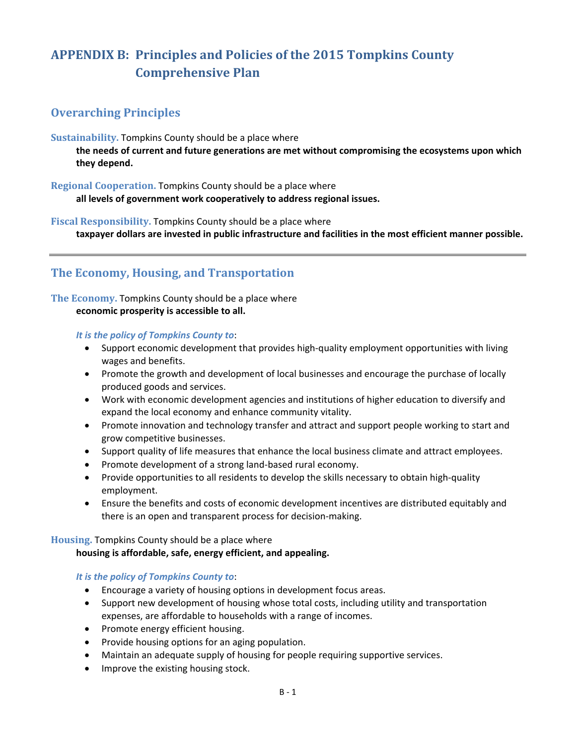# APPENDIX B: Principles and Policies of the 2015 Tompkins County Comprehensive Plan

## Overarching Principles

**Sustainability.** Tompkins County should be a place where
**the needs of current and future generations are met without compromising the ecosystems upon which they depend.**

**Regional Cooperation.** Tompkins County should be a place where
**all levels of government work cooperatively to address regional issues.**

**Fiscal Responsibility.** Tompkins County should be a place where
**taxpayer dollars are invested in public infrastructure and facilities in the most efficient manner possible.**

---

## The Economy, Housing, and Transportation

**The Economy.** Tompkins County should be a place where
**economic prosperity is accessible to all.**

***It is the policy of Tompkins County to***:

- Support economic development that provides high-quality employment opportunities with living wages and benefits.
- Promote the growth and development of local businesses and encourage the purchase of locally produced goods and services.
- Work with economic development agencies and institutions of higher education to diversify and expand the local economy and enhance community vitality.
- Promote innovation and technology transfer and attract and support people working to start and grow competitive businesses.
- Support quality of life measures that enhance the local business climate and attract employees.
- Promote development of a strong land-based rural economy.
- Provide opportunities to all residents to develop the skills necessary to obtain high-quality employment.
- Ensure the benefits and costs of economic development incentives are distributed equitably and there is an open and transparent process for decision-making.

**Housing.** Tompkins County should be a place where
**housing is affordable, safe, energy efficient, and appealing.**

***It is the policy of Tompkins County to***:

- Encourage a variety of housing options in development focus areas.
- Support new development of housing whose total costs, including utility and transportation expenses, are affordable to households with a range of incomes.
- Promote energy efficient housing.
- Provide housing options for an aging population.
- Maintain an adequate supply of housing for people requiring supportive services.
- Improve the existing housing stock.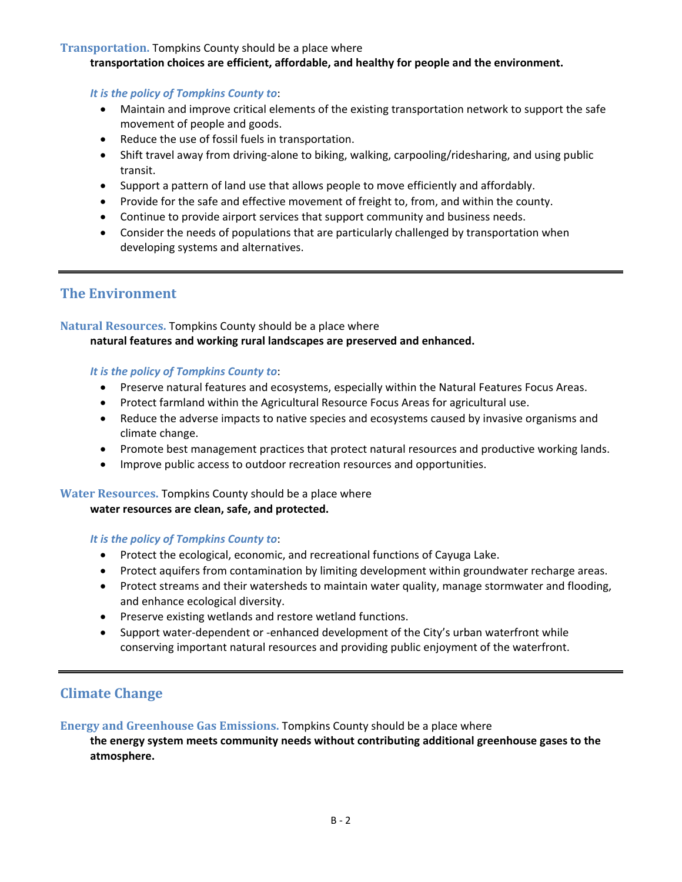**Transportation.** Tompkins County should be a place where

**transportation choices are efficient, affordable, and healthy for people and the environment.**

*It is the policy of Tompkins County to*:

- Maintain and improve critical elements of the existing transportation network to support the safe movement of people and goods.
- Reduce the use of fossil fuels in transportation.
- Shift travel away from driving-alone to biking, walking, carpooling/ridesharing, and using public transit.
- Support a pattern of land use that allows people to move efficiently and affordably.
- Provide for the safe and effective movement of freight to, from, and within the county.
- Continue to provide airport services that support community and business needs.
- Consider the needs of populations that are particularly challenged by transportation when developing systems and alternatives.

---

## The Environment

**Natural Resources.** Tompkins County should be a place where

**natural features and working rural landscapes are preserved and enhanced.**

*It is the policy of Tompkins County to*:

- Preserve natural features and ecosystems, especially within the Natural Features Focus Areas.
- Protect farmland within the Agricultural Resource Focus Areas for agricultural use.
- Reduce the adverse impacts to native species and ecosystems caused by invasive organisms and climate change.
- Promote best management practices that protect natural resources and productive working lands.
- Improve public access to outdoor recreation resources and opportunities.

**Water Resources.** Tompkins County should be a place where

**water resources are clean, safe, and protected.**

*It is the policy of Tompkins County to*:

- Protect the ecological, economic, and recreational functions of Cayuga Lake.
- Protect aquifers from contamination by limiting development within groundwater recharge areas.
- Protect streams and their watersheds to maintain water quality, manage stormwater and flooding, and enhance ecological diversity.
- Preserve existing wetlands and restore wetland functions.
- Support water-dependent or -enhanced development of the City's urban waterfront while conserving important natural resources and providing public enjoyment of the waterfront.

---

## Climate Change

**Energy and Greenhouse Gas Emissions.** Tompkins County should be a place where

**the energy system meets community needs without contributing additional greenhouse gases to the atmosphere.**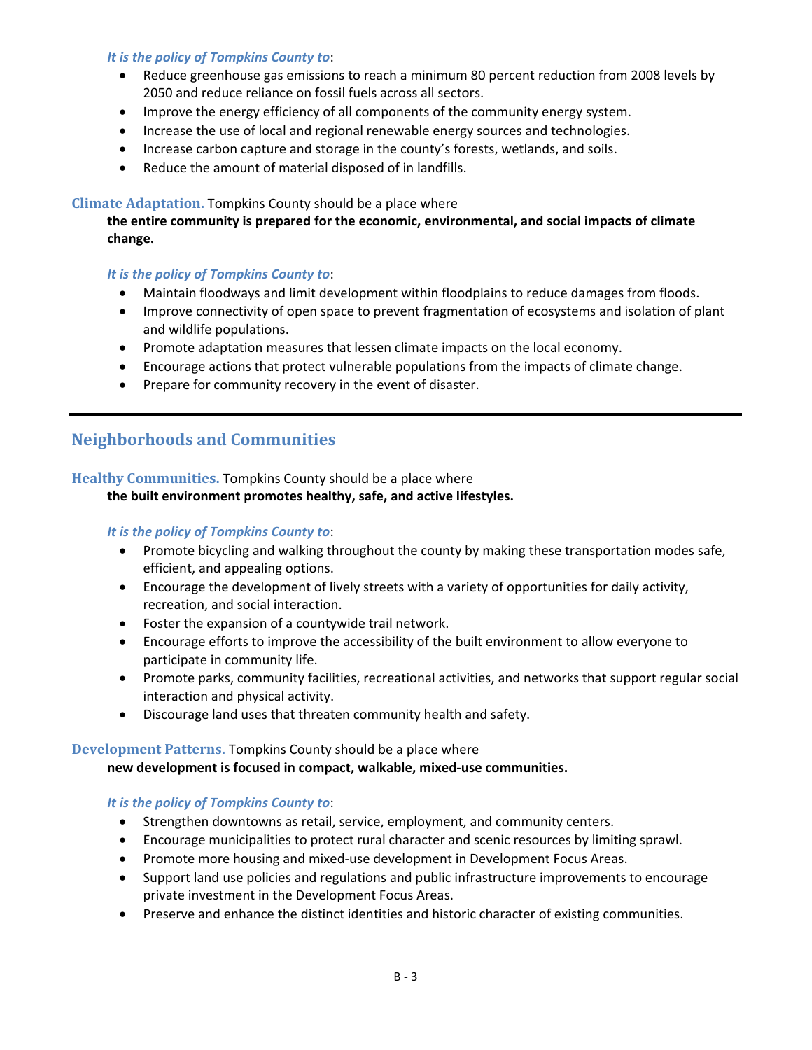*It is the policy of Tompkins County to*:

- Reduce greenhouse gas emissions to reach a minimum 80 percent reduction from 2008 levels by 2050 and reduce reliance on fossil fuels across all sectors.
- Improve the energy efficiency of all components of the community energy system.
- Increase the use of local and regional renewable energy sources and technologies.
- Increase carbon capture and storage in the county's forests, wetlands, and soils.
- Reduce the amount of material disposed of in landfills.

**Climate Adaptation.** Tompkins County should be a place where
**the entire community is prepared for the economic, environmental, and social impacts of climate change.**

*It is the policy of Tompkins County to*:

- Maintain floodways and limit development within floodplains to reduce damages from floods.
- Improve connectivity of open space to prevent fragmentation of ecosystems and isolation of plant and wildlife populations.
- Promote adaptation measures that lessen climate impacts on the local economy.
- Encourage actions that protect vulnerable populations from the impacts of climate change.
- Prepare for community recovery in the event of disaster.

---

## Neighborhoods and Communities

**Healthy Communities.** Tompkins County should be a place where
**the built environment promotes healthy, safe, and active lifestyles.**

*It is the policy of Tompkins County to*:

- Promote bicycling and walking throughout the county by making these transportation modes safe, efficient, and appealing options.
- Encourage the development of lively streets with a variety of opportunities for daily activity, recreation, and social interaction.
- Foster the expansion of a countywide trail network.
- Encourage efforts to improve the accessibility of the built environment to allow everyone to participate in community life.
- Promote parks, community facilities, recreational activities, and networks that support regular social interaction and physical activity.
- Discourage land uses that threaten community health and safety.

**Development Patterns.** Tompkins County should be a place where
**new development is focused in compact, walkable, mixed-use communities.**

*It is the policy of Tompkins County to*:

- Strengthen downtowns as retail, service, employment, and community centers.
- Encourage municipalities to protect rural character and scenic resources by limiting sprawl.
- Promote more housing and mixed-use development in Development Focus Areas.
- Support land use policies and regulations and public infrastructure improvements to encourage private investment in the Development Focus Areas.
- Preserve and enhance the distinct identities and historic character of existing communities.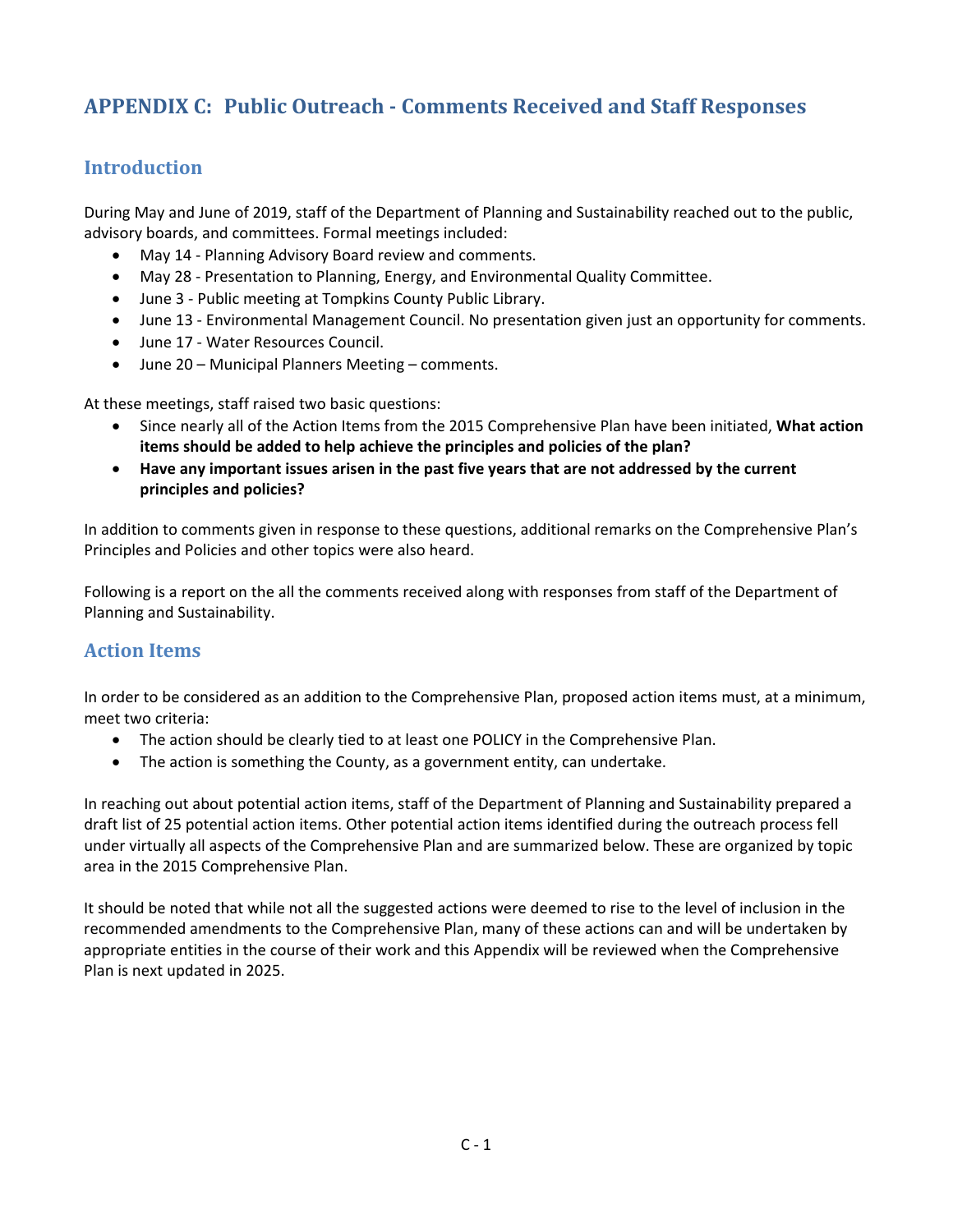# APPENDIX C: Public Outreach - Comments Received and Staff Responses

## Introduction

During May and June of 2019, staff of the Department of Planning and Sustainability reached out to the public, advisory boards, and committees. Formal meetings included:

- May 14 - Planning Advisory Board review and comments.
- May 28 - Presentation to Planning, Energy, and Environmental Quality Committee.
- June 3 - Public meeting at Tompkins County Public Library.
- June 13 - Environmental Management Council. No presentation given just an opportunity for comments.
- June 17 - Water Resources Council.
- June 20 – Municipal Planners Meeting – comments.

At these meetings, staff raised two basic questions:

- Since nearly all of the Action Items from the 2015 Comprehensive Plan have been initiated, **What action items should be added to help achieve the principles and policies of the plan?**
- **Have any important issues arisen in the past five years that are not addressed by the current principles and policies?**

In addition to comments given in response to these questions, additional remarks on the Comprehensive Plan's Principles and Policies and other topics were also heard.

Following is a report on the all the comments received along with responses from staff of the Department of Planning and Sustainability.

## Action Items

In order to be considered as an addition to the Comprehensive Plan, proposed action items must, at a minimum, meet two criteria:

- The action should be clearly tied to at least one POLICY in the Comprehensive Plan.
- The action is something the County, as a government entity, can undertake.

In reaching out about potential action items, staff of the Department of Planning and Sustainability prepared a draft list of 25 potential action items. Other potential action items identified during the outreach process fell under virtually all aspects of the Comprehensive Plan and are summarized below. These are organized by topic area in the 2015 Comprehensive Plan.

It should be noted that while not all the suggested actions were deemed to rise to the level of inclusion in the recommended amendments to the Comprehensive Plan, many of these actions can and will be undertaken by appropriate entities in the course of their work and this Appendix will be reviewed when the Comprehensive Plan is next updated in 2025.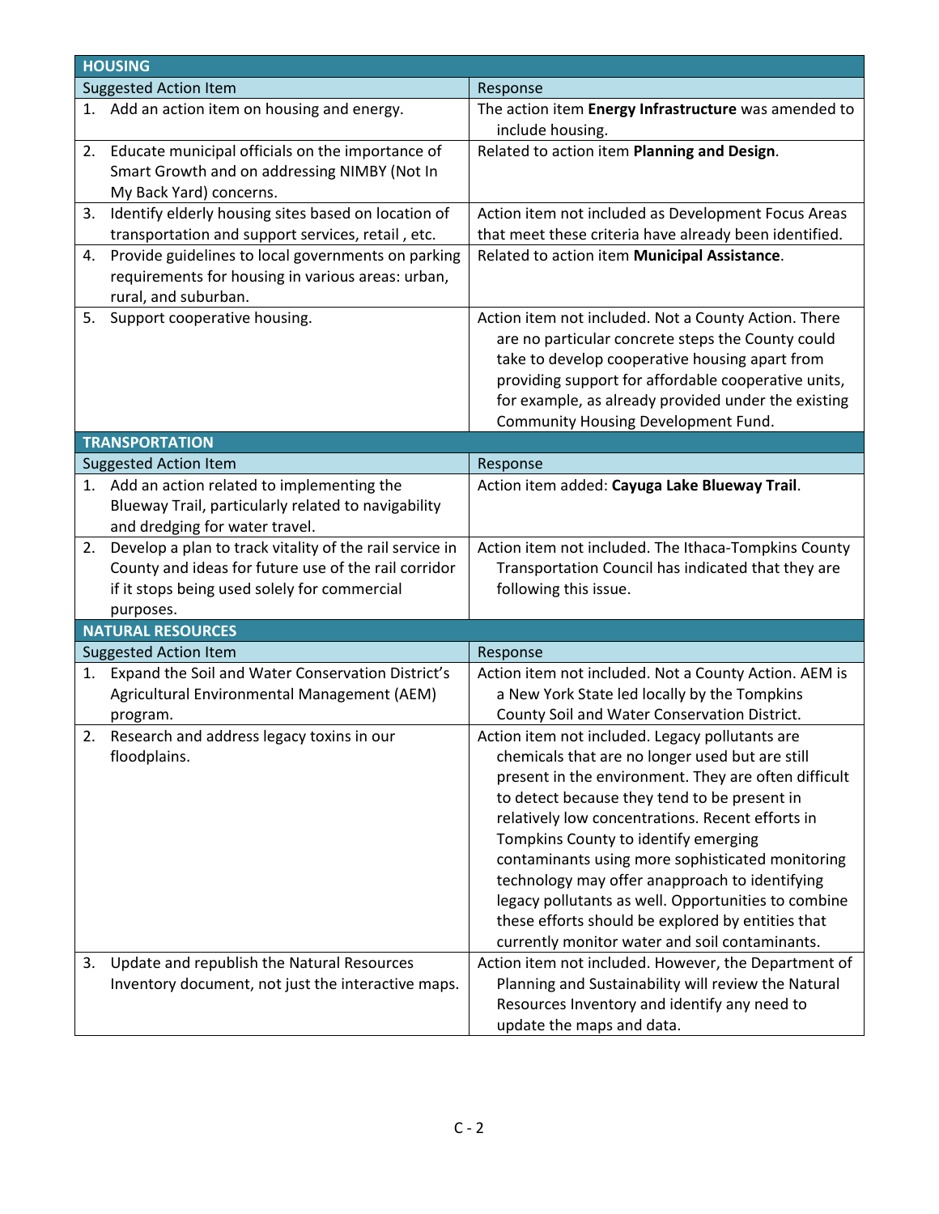| HOUSING | |
|---|---|
| Suggested Action Item | Response |
| 1. Add an action item on housing and energy. | The action item **Energy Infrastructure** was amended to include housing. |
| 2. Educate municipal officials on the importance of Smart Growth and on addressing NIMBY (Not In My Back Yard) concerns. | Related to action item **Planning and Design**. |
| 3. Identify elderly housing sites based on location of transportation and support services, retail , etc. | Action item not included as Development Focus Areas that meet these criteria have already been identified. |
| 4. Provide guidelines to local governments on parking requirements for housing in various areas: urban, rural, and suburban. | Related to action item **Municipal Assistance**. |
| 5. Support cooperative housing. | Action item not included. Not a County Action. There are no particular concrete steps the County could take to develop cooperative housing apart from providing support for affordable cooperative units, for example, as already provided under the existing Community Housing Development Fund. |
| **TRANSPORTATION** | |
| Suggested Action Item | Response |
| 1. Add an action related to implementing the Blueway Trail, particularly related to navigability and dredging for water travel. | Action item added: **Cayuga Lake Blueway Trail**. |
| 2. Develop a plan to track vitality of the rail service in County and ideas for future use of the rail corridor if it stops being used solely for commercial purposes. | Action item not included. The Ithaca-Tompkins County Transportation Council has indicated that they are following this issue. |
| **NATURAL RESOURCES** | |
| Suggested Action Item | Response |
| 1. Expand the Soil and Water Conservation District's Agricultural Environmental Management (AEM) program. | Action item not included. Not a County Action. AEM is a New York State led locally by the Tompkins County Soil and Water Conservation District. |
| 2. Research and address legacy toxins in our floodplains. | Action item not included. Legacy pollutants are chemicals that are no longer used but are still present in the environment. They are often difficult to detect because they tend to be present in relatively low concentrations. Recent efforts in Tompkins County to identify emerging contaminants using more sophisticated monitoring technology may offer anapproach to identifying legacy pollutants as well. Opportunities to combine these efforts should be explored by entities that currently monitor water and soil contaminants. |
| 3. Update and republish the Natural Resources Inventory document, not just the interactive maps. | Action item not included. However, the Department of Planning and Sustainability will review the Natural Resources Inventory and identify any need to update the maps and data. |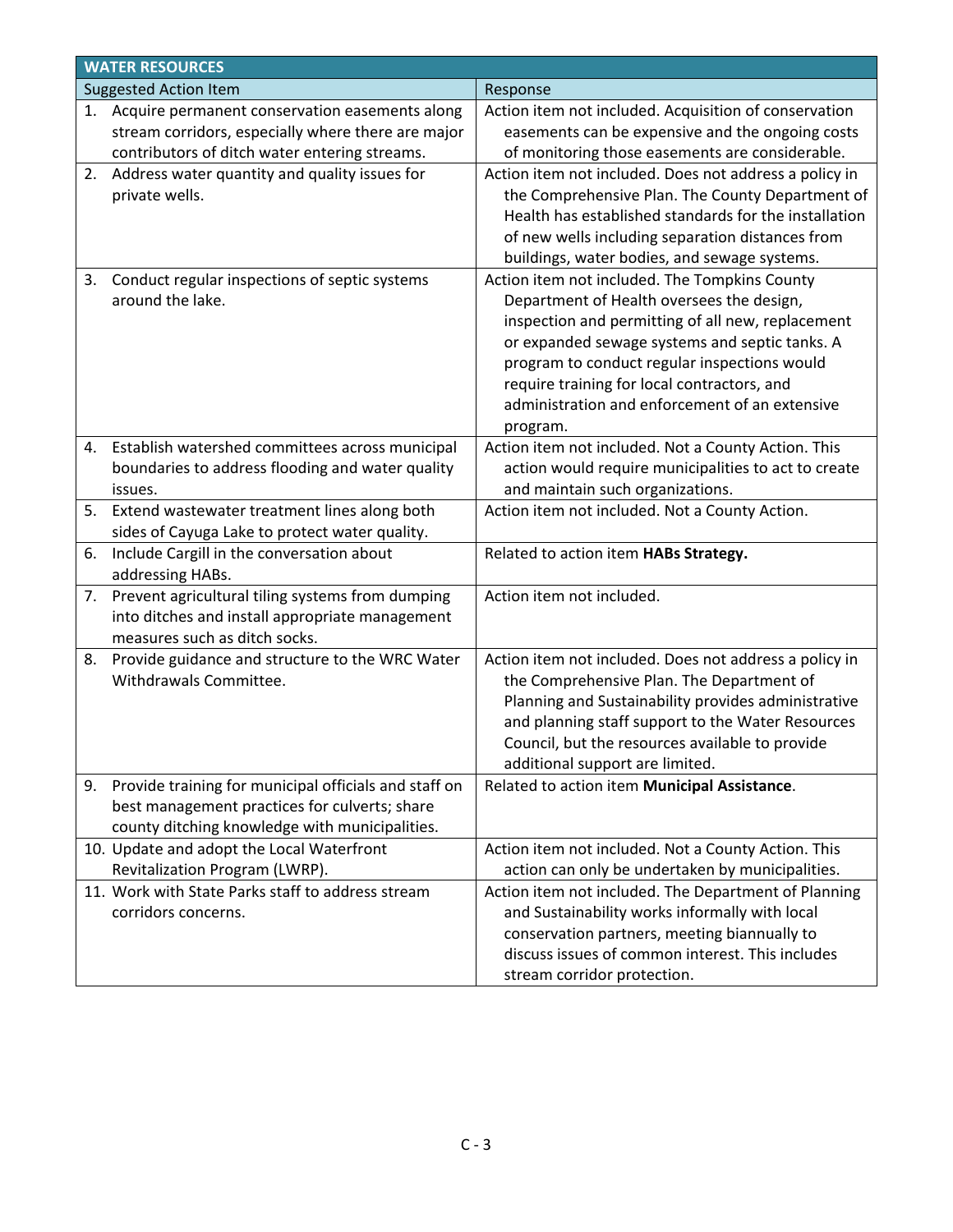| WATER RESOURCES | |
|---|---|
| Suggested Action Item | Response |
| 1. Acquire permanent conservation easements along stream corridors, especially where there are major contributors of ditch water entering streams. | Action item not included. Acquisition of conservation easements can be expensive and the ongoing costs of monitoring those easements are considerable. |
| 2. Address water quantity and quality issues for private wells. | Action item not included. Does not address a policy in the Comprehensive Plan. The County Department of Health has established standards for the installation of new wells including separation distances from buildings, water bodies, and sewage systems. |
| 3. Conduct regular inspections of septic systems around the lake. | Action item not included. The Tompkins County Department of Health oversees the design, inspection and permitting of all new, replacement or expanded sewage systems and septic tanks. A program to conduct regular inspections would require training for local contractors, and administration and enforcement of an extensive program. |
| 4. Establish watershed committees across municipal boundaries to address flooding and water quality issues. | Action item not included. Not a County Action. This action would require municipalities to act to create and maintain such organizations. |
| 5. Extend wastewater treatment lines along both sides of Cayuga Lake to protect water quality. | Action item not included. Not a County Action. |
| 6. Include Cargill in the conversation about addressing HABs. | Related to action item **HABs Strategy.** |
| 7. Prevent agricultural tiling systems from dumping into ditches and install appropriate management measures such as ditch socks. | Action item not included. |
| 8. Provide guidance and structure to the WRC Water Withdrawals Committee. | Action item not included. Does not address a policy in the Comprehensive Plan. The Department of Planning and Sustainability provides administrative and planning staff support to the Water Resources Council, but the resources available to provide additional support are limited. |
| 9. Provide training for municipal officials and staff on best management practices for culverts; share county ditching knowledge with municipalities. | Related to action item **Municipal Assistance**. |
| 10. Update and adopt the Local Waterfront Revitalization Program (LWRP). | Action item not included. Not a County Action. This action can only be undertaken by municipalities. |
| 11. Work with State Parks staff to address stream corridors concerns. | Action item not included. The Department of Planning and Sustainability works informally with local conservation partners, meeting biannually to discuss issues of common interest. This includes stream corridor protection. |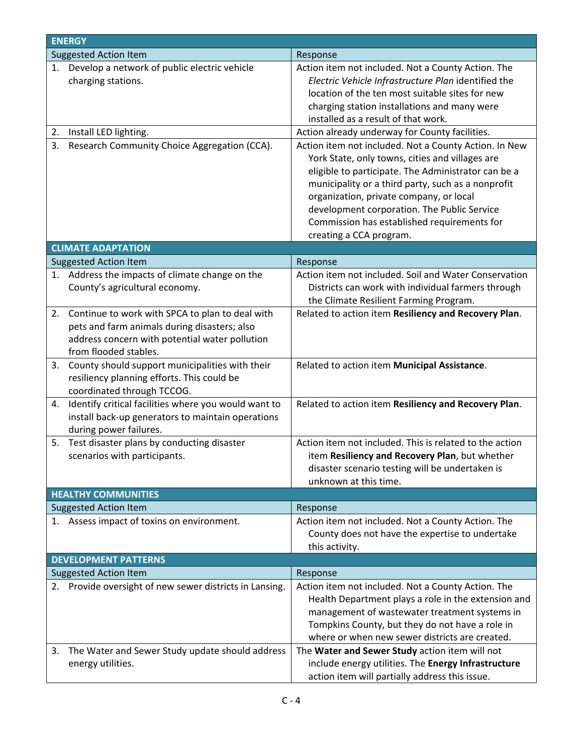| ENERGY | |
|---|---|
| Suggested Action Item | Response |
| 1. Develop a network of public electric vehicle charging stations. | Action item not included. Not a County Action. The *Electric Vehicle Infrastructure Plan* identified the location of the ten most suitable sites for new charging station installations and many were installed as a result of that work. |
| 2. Install LED lighting. | Action already underway for County facilities. |
| 3. Research Community Choice Aggregation (CCA). | Action item not included. Not a County Action. In New York State, only towns, cities and villages are eligible to participate. The Administrator can be a municipality or a third party, such as a nonprofit organization, private company, or local development corporation. The Public Service Commission has established requirements for creating a CCA program. |
| **CLIMATE ADAPTATION** | |
| Suggested Action Item | Response |
| 1. Address the impacts of climate change on the County's agricultural economy. | Action item not included. Soil and Water Conservation Districts can work with individual farmers through the Climate Resilient Farming Program. |
| 2. Continue to work with SPCA to plan to deal with pets and farm animals during disasters; also address concern with potential water pollution from flooded stables. | Related to action item **Resiliency and Recovery Plan**. |
| 3. County should support municipalities with their resiliency planning efforts. This could be coordinated through TCCOG. | Related to action item **Municipal Assistance**. |
| 4. Identify critical facilities where you would want to install back-up generators to maintain operations during power failures. | Related to action item **Resiliency and Recovery Plan**. |
| 5. Test disaster plans by conducting disaster scenarios with participants. | Action item not included. This is related to the action item **Resiliency and Recovery Plan**, but whether disaster scenario testing will be undertaken is unknown at this time. |
| **HEALTHY COMMUNITIES** | |
| Suggested Action Item | Response |
| 1. Assess impact of toxins on environment. | Action item not included. Not a County Action. The County does not have the expertise to undertake this activity. |
| **DEVELOPMENT PATTERNS** | |
| Suggested Action Item | Response |
| 2. Provide oversight of new sewer districts in Lansing. | Action item not included. Not a County Action. The Health Department plays a role in the extension and management of wastewater treatment systems in Tompkins County, but they do not have a role in where or when new sewer districts are created. |
| 3. The Water and Sewer Study update should address energy utilities. | The **Water and Sewer Study** action item will not include energy utilities. The **Energy Infrastructure** action item will partially address this issue. |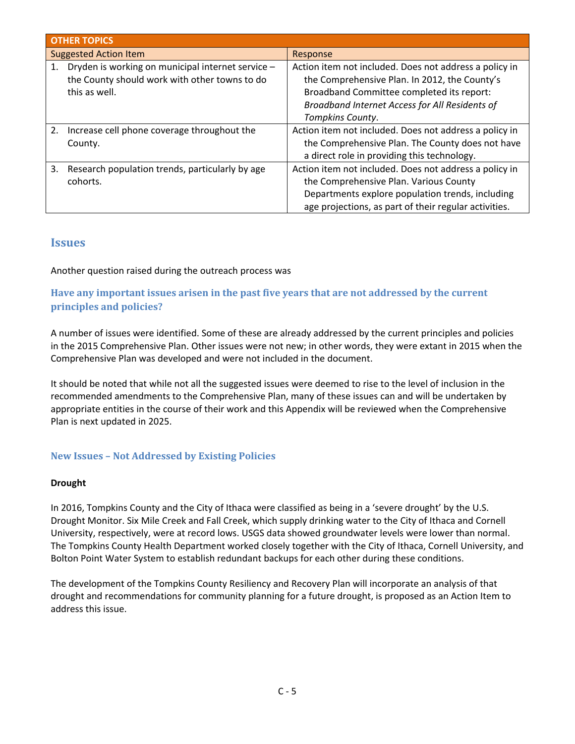| OTHER TOPICS | |
|---|---|
| Suggested Action Item | Response |
| 1. Dryden is working on municipal internet service – the County should work with other towns to do this as well. | Action item not included. Does not address a policy in the Comprehensive Plan. In 2012, the County's Broadband Committee completed its report: *Broadband Internet Access for All Residents of Tompkins County*. |
| 2. Increase cell phone coverage throughout the County. | Action item not included. Does not address a policy in the Comprehensive Plan. The County does not have a direct role in providing this technology. |
| 3. Research population trends, particularly by age cohorts. | Action item not included. Does not address a policy in the Comprehensive Plan. Various County Departments explore population trends, including age projections, as part of their regular activities. |

## Issues

Another question raised during the outreach process was

### Have any important issues arisen in the past five years that are not addressed by the current principles and policies?

A number of issues were identified. Some of these are already addressed by the current principles and policies in the 2015 Comprehensive Plan. Other issues were not new; in other words, they were extant in 2015 when the Comprehensive Plan was developed and were not included in the document.

It should be noted that while not all the suggested issues were deemed to rise to the level of inclusion in the recommended amendments to the Comprehensive Plan, many of these issues can and will be undertaken by appropriate entities in the course of their work and this Appendix will be reviewed when the Comprehensive Plan is next updated in 2025.

### New Issues – Not Addressed by Existing Policies

**Drought**

In 2016, Tompkins County and the City of Ithaca were classified as being in a 'severe drought' by the U.S. Drought Monitor. Six Mile Creek and Fall Creek, which supply drinking water to the City of Ithaca and Cornell University, respectively, were at record lows. USGS data showed groundwater levels were lower than normal. The Tompkins County Health Department worked closely together with the City of Ithaca, Cornell University, and Bolton Point Water System to establish redundant backups for each other during these conditions.

The development of the Tompkins County Resiliency and Recovery Plan will incorporate an analysis of that drought and recommendations for community planning for a future drought, is proposed as an Action Item to address this issue.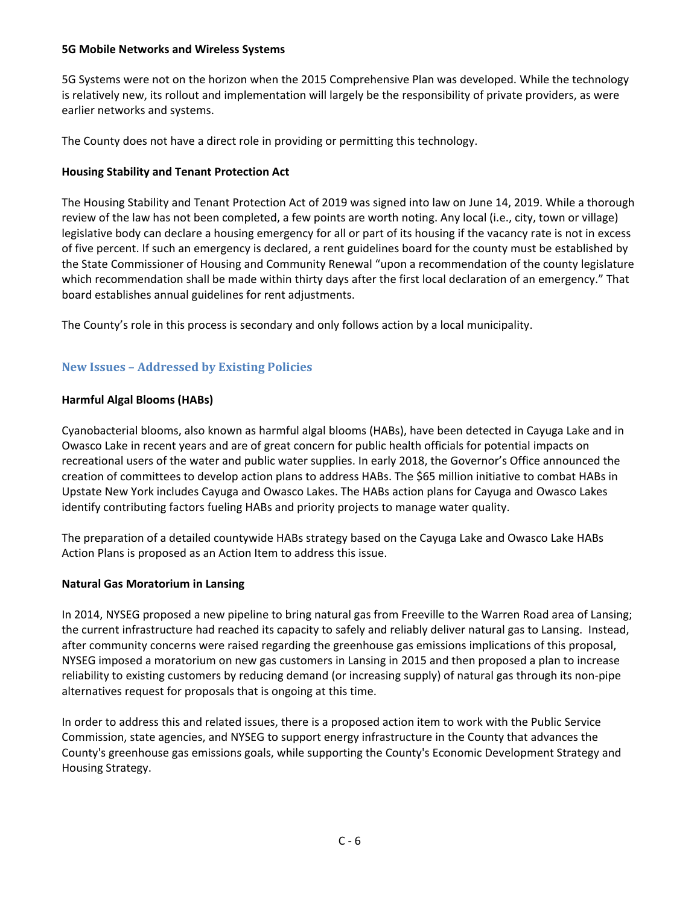**5G Mobile Networks and Wireless Systems**

5G Systems were not on the horizon when the 2015 Comprehensive Plan was developed. While the technology is relatively new, its rollout and implementation will largely be the responsibility of private providers, as were earlier networks and systems.

The County does not have a direct role in providing or permitting this technology.

**Housing Stability and Tenant Protection Act**

The Housing Stability and Tenant Protection Act of 2019 was signed into law on June 14, 2019. While a thorough review of the law has not been completed, a few points are worth noting. Any local (i.e., city, town or village) legislative body can declare a housing emergency for all or part of its housing if the vacancy rate is not in excess of five percent. If such an emergency is declared, a rent guidelines board for the county must be established by the State Commissioner of Housing and Community Renewal "upon a recommendation of the county legislature which recommendation shall be made within thirty days after the first local declaration of an emergency." That board establishes annual guidelines for rent adjustments.

The County's role in this process is secondary and only follows action by a local municipality.

## New Issues – Addressed by Existing Policies

**Harmful Algal Blooms (HABs)**

Cyanobacterial blooms, also known as harmful algal blooms (HABs), have been detected in Cayuga Lake and in Owasco Lake in recent years and are of great concern for public health officials for potential impacts on recreational users of the water and public water supplies. In early 2018, the Governor's Office announced the creation of committees to develop action plans to address HABs. The $65 million initiative to combat HABs in Upstate New York includes Cayuga and Owasco Lakes. The HABs action plans for Cayuga and Owasco Lakes identify contributing factors fueling HABs and priority projects to manage water quality.

The preparation of a detailed countywide HABs strategy based on the Cayuga Lake and Owasco Lake HABs Action Plans is proposed as an Action Item to address this issue.

**Natural Gas Moratorium in Lansing**

In 2014, NYSEG proposed a new pipeline to bring natural gas from Freeville to the Warren Road area of Lansing; the current infrastructure had reached its capacity to safely and reliably deliver natural gas to Lansing. Instead, after community concerns were raised regarding the greenhouse gas emissions implications of this proposal, NYSEG imposed a moratorium on new gas customers in Lansing in 2015 and then proposed a plan to increase reliability to existing customers by reducing demand (or increasing supply) of natural gas through its non-pipe alternatives request for proposals that is ongoing at this time.

In order to address this and related issues, there is a proposed action item to work with the Public Service Commission, state agencies, and NYSEG to support energy infrastructure in the County that advances the County's greenhouse gas emissions goals, while supporting the County's Economic Development Strategy and Housing Strategy.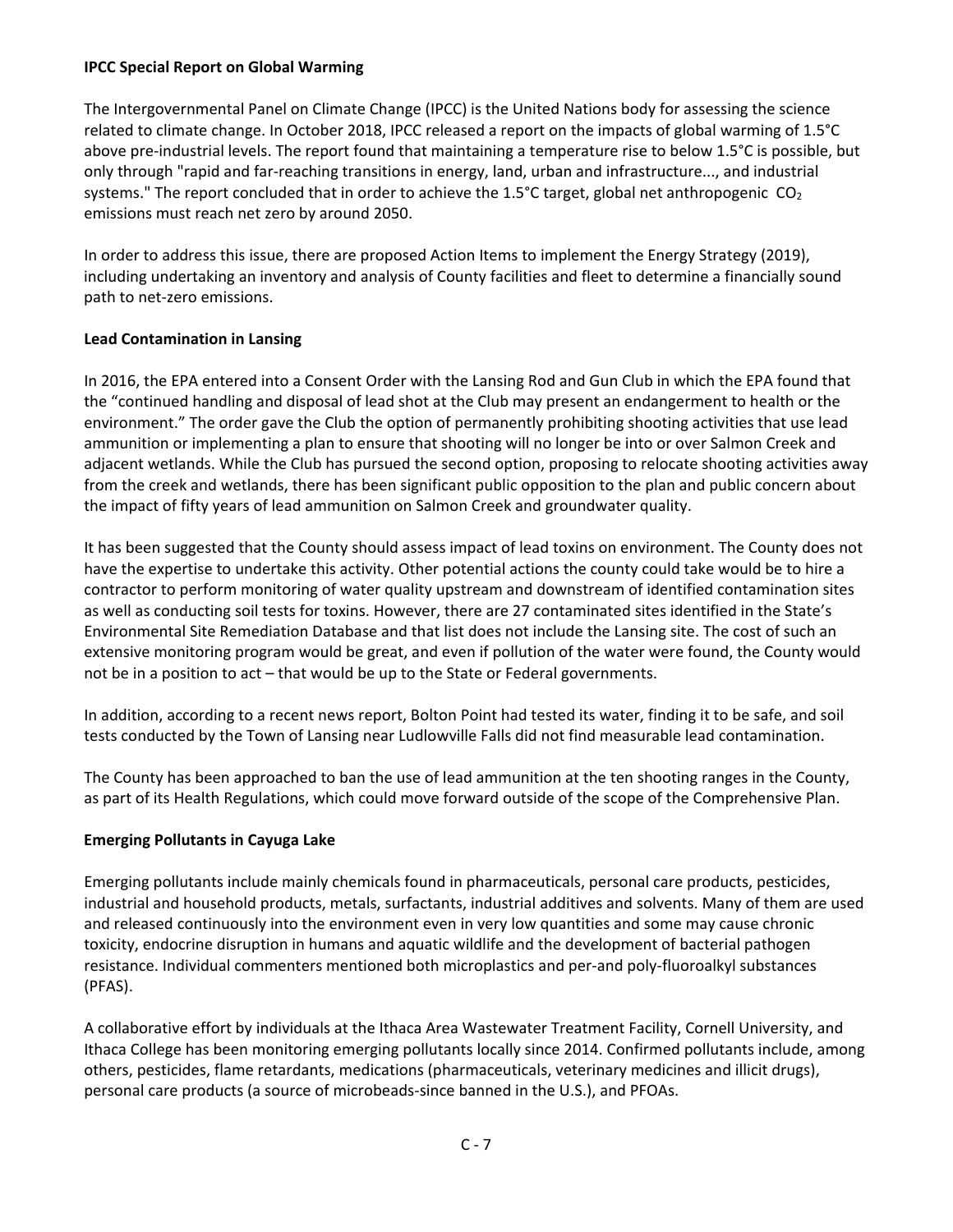**IPCC Special Report on Global Warming**

The Intergovernmental Panel on Climate Change (IPCC) is the United Nations body for assessing the science related to climate change. In October 2018, IPCC released a report on the impacts of global warming of 1.5°C above pre-industrial levels. The report found that maintaining a temperature rise to below 1.5°C is possible, but only through "rapid and far-reaching transitions in energy, land, urban and infrastructure..., and industrial systems." The report concluded that in order to achieve the 1.5°C target, global net anthropogenic $CO_2$ emissions must reach net zero by around 2050.

In order to address this issue, there are proposed Action Items to implement the Energy Strategy (2019), including undertaking an inventory and analysis of County facilities and fleet to determine a financially sound path to net-zero emissions.

**Lead Contamination in Lansing**

In 2016, the EPA entered into a Consent Order with the Lansing Rod and Gun Club in which the EPA found that the "continued handling and disposal of lead shot at the Club may present an endangerment to health or the environment." The order gave the Club the option of permanently prohibiting shooting activities that use lead ammunition or implementing a plan to ensure that shooting will no longer be into or over Salmon Creek and adjacent wetlands. While the Club has pursued the second option, proposing to relocate shooting activities away from the creek and wetlands, there has been significant public opposition to the plan and public concern about the impact of fifty years of lead ammunition on Salmon Creek and groundwater quality.

It has been suggested that the County should assess impact of lead toxins on environment. The County does not have the expertise to undertake this activity. Other potential actions the county could take would be to hire a contractor to perform monitoring of water quality upstream and downstream of identified contamination sites as well as conducting soil tests for toxins. However, there are 27 contaminated sites identified in the State's Environmental Site Remediation Database and that list does not include the Lansing site. The cost of such an extensive monitoring program would be great, and even if pollution of the water were found, the County would not be in a position to act – that would be up to the State or Federal governments.

In addition, according to a recent news report, Bolton Point had tested its water, finding it to be safe, and soil tests conducted by the Town of Lansing near Ludlowville Falls did not find measurable lead contamination.

The County has been approached to ban the use of lead ammunition at the ten shooting ranges in the County, as part of its Health Regulations, which could move forward outside of the scope of the Comprehensive Plan.

**Emerging Pollutants in Cayuga Lake**

Emerging pollutants include mainly chemicals found in pharmaceuticals, personal care products, pesticides, industrial and household products, metals, surfactants, industrial additives and solvents. Many of them are used and released continuously into the environment even in very low quantities and some may cause chronic toxicity, endocrine disruption in humans and aquatic wildlife and the development of bacterial pathogen resistance. Individual commenters mentioned both microplastics and per-and poly-fluoroalkyl substances (PFAS).

A collaborative effort by individuals at the Ithaca Area Wastewater Treatment Facility, Cornell University, and Ithaca College has been monitoring emerging pollutants locally since 2014. Confirmed pollutants include, among others, pesticides, flame retardants, medications (pharmaceuticals, veterinary medicines and illicit drugs), personal care products (a source of microbeads-since banned in the U.S.), and PFOAs.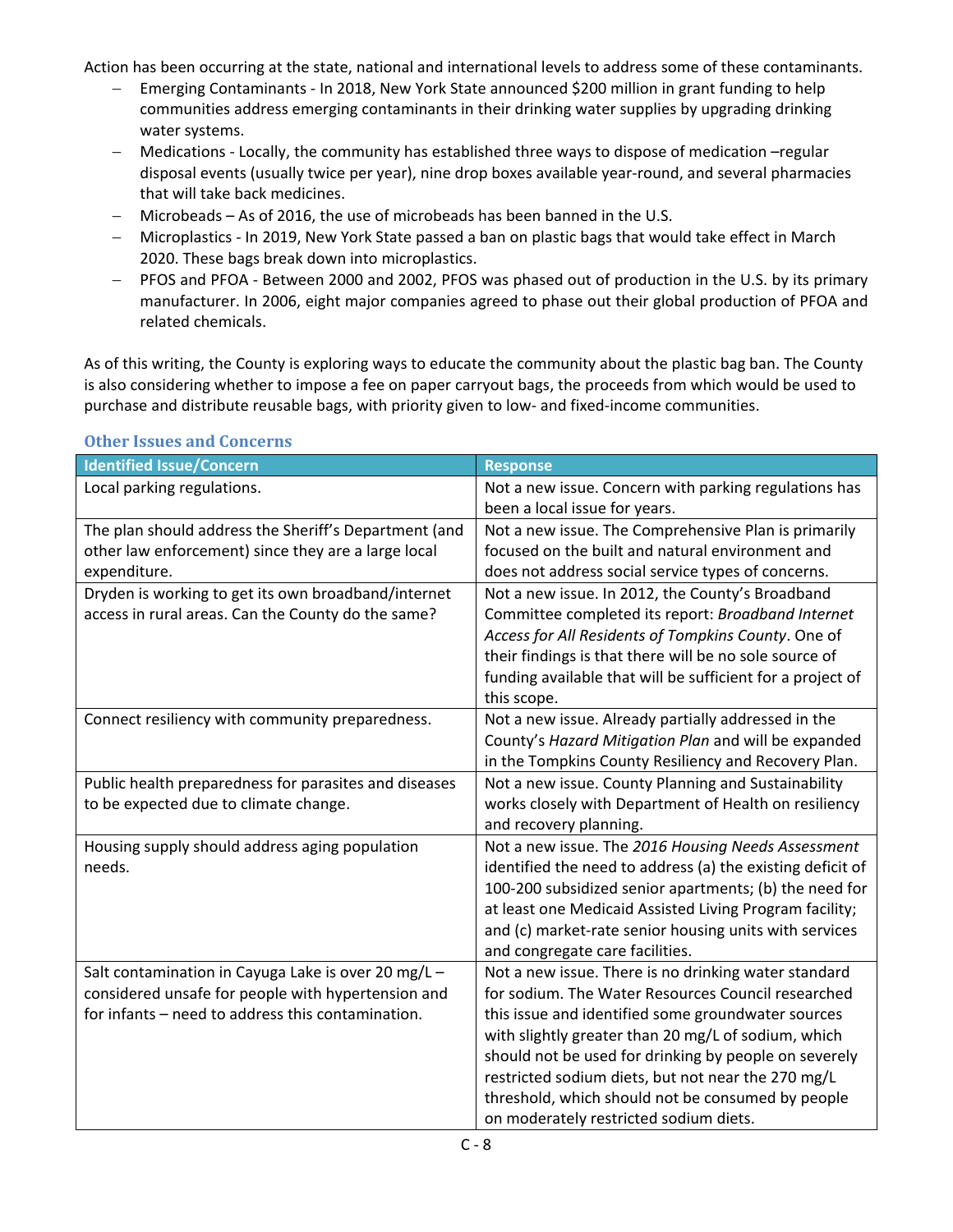Action has been occurring at the state, national and international levels to address some of these contaminants.

- Emerging Contaminants - In 2018, New York State announced $200 million in grant funding to help communities address emerging contaminants in their drinking water supplies by upgrading drinking water systems.
- Medications - Locally, the community has established three ways to dispose of medication –regular disposal events (usually twice per year), nine drop boxes available year-round, and several pharmacies that will take back medicines.
- Microbeads – As of 2016, the use of microbeads has been banned in the U.S.
- Microplastics - In 2019, New York State passed a ban on plastic bags that would take effect in March 2020. These bags break down into microplastics.
- PFOS and PFOA - Between 2000 and 2002, PFOS was phased out of production in the U.S. by its primary manufacturer. In 2006, eight major companies agreed to phase out their global production of PFOA and related chemicals.

As of this writing, the County is exploring ways to educate the community about the plastic bag ban. The County is also considering whether to impose a fee on paper carryout bags, the proceeds from which would be used to purchase and distribute reusable bags, with priority given to low- and fixed-income communities.

### Other Issues and Concerns

| Identified Issue/Concern | Response |
|---|---|
| Local parking regulations. | Not a new issue. Concern with parking regulations has been a local issue for years. |
| The plan should address the Sheriff's Department (and other law enforcement) since they are a large local expenditure. | Not a new issue. The Comprehensive Plan is primarily focused on the built and natural environment and does not address social service types of concerns. |
| Dryden is working to get its own broadband/internet access in rural areas. Can the County do the same? | Not a new issue. In 2012, the County's Broadband Committee completed its report: *Broadband Internet Access for All Residents of Tompkins County*. One of their findings is that there will be no sole source of funding available that will be sufficient for a project of this scope. |
| Connect resiliency with community preparedness. | Not a new issue. Already partially addressed in the County's *Hazard Mitigation Plan* and will be expanded in the Tompkins County Resiliency and Recovery Plan. |
| Public health preparedness for parasites and diseases to be expected due to climate change. | Not a new issue. County Planning and Sustainability works closely with Department of Health on resiliency and recovery planning. |
| Housing supply should address aging population needs. | Not a new issue. The *2016 Housing Needs Assessment* identified the need to address (a) the existing deficit of 100-200 subsidized senior apartments; (b) the need for at least one Medicaid Assisted Living Program facility; and (c) market-rate senior housing units with services and congregate care facilities. |
| Salt contamination in Cayuga Lake is over 20 mg/L – considered unsafe for people with hypertension and for infants – need to address this contamination. | Not a new issue. There is no drinking water standard for sodium. The Water Resources Council researched this issue and identified some groundwater sources with slightly greater than 20 mg/L of sodium, which should not be used for drinking by people on severely restricted sodium diets, but not near the 270 mg/L threshold, which should not be consumed by people on moderately restricted sodium diets. |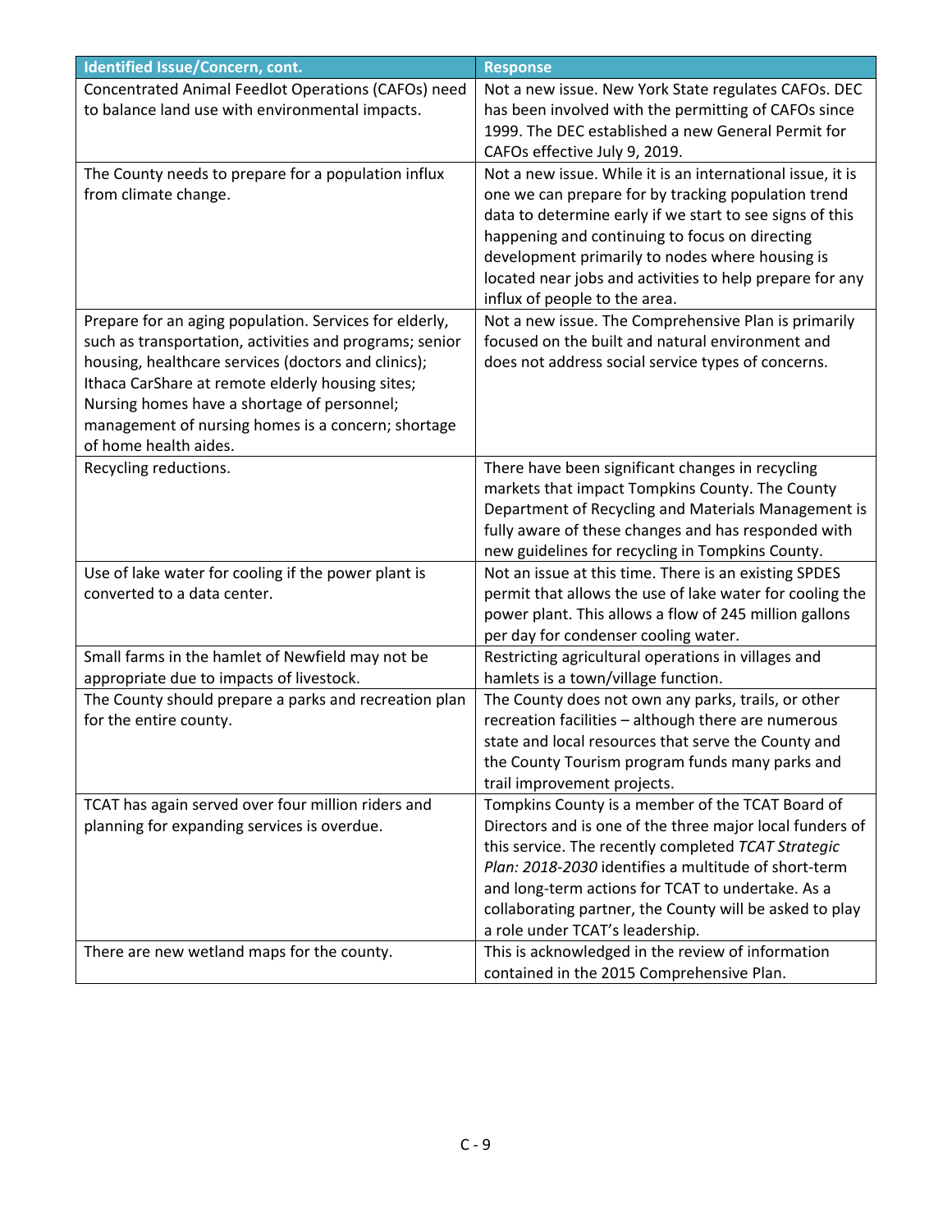| Identified Issue/Concern, cont. | Response |
|---|---|
| Concentrated Animal Feedlot Operations (CAFOs) need to balance land use with environmental impacts. | Not a new issue. New York State regulates CAFOs. DEC has been involved with the permitting of CAFOs since 1999. The DEC established a new General Permit for CAFOs effective July 9, 2019. |
| The County needs to prepare for a population influx from climate change. | Not a new issue. While it is an international issue, it is one we can prepare for by tracking population trend data to determine early if we start to see signs of this happening and continuing to focus on directing development primarily to nodes where housing is located near jobs and activities to help prepare for any influx of people to the area. |
| Prepare for an aging population. Services for elderly, such as transportation, activities and programs; senior housing, healthcare services (doctors and clinics); Ithaca CarShare at remote elderly housing sites; Nursing homes have a shortage of personnel; management of nursing homes is a concern; shortage of home health aides. | Not a new issue. The Comprehensive Plan is primarily focused on the built and natural environment and does not address social service types of concerns. |
| Recycling reductions. | There have been significant changes in recycling markets that impact Tompkins County. The County Department of Recycling and Materials Management is fully aware of these changes and has responded with new guidelines for recycling in Tompkins County. |
| Use of lake water for cooling if the power plant is converted to a data center. | Not an issue at this time. There is an existing SPDES permit that allows the use of lake water for cooling the power plant. This allows a flow of 245 million gallons per day for condenser cooling water. |
| Small farms in the hamlet of Newfield may not be appropriate due to impacts of livestock. | Restricting agricultural operations in villages and hamlets is a town/village function. |
| The County should prepare a parks and recreation plan for the entire county. | The County does not own any parks, trails, or other recreation facilities – although there are numerous state and local resources that serve the County and the County Tourism program funds many parks and trail improvement projects. |
| TCAT has again served over four million riders and planning for expanding services is overdue. | Tompkins County is a member of the TCAT Board of Directors and is one of the three major local funders of this service. The recently completed *TCAT Strategic Plan: 2018-2030* identifies a multitude of short-term and long-term actions for TCAT to undertake. As a collaborating partner, the County will be asked to play a role under TCAT's leadership. |
| There are new wetland maps for the county. | This is acknowledged in the review of information contained in the 2015 Comprehensive Plan. |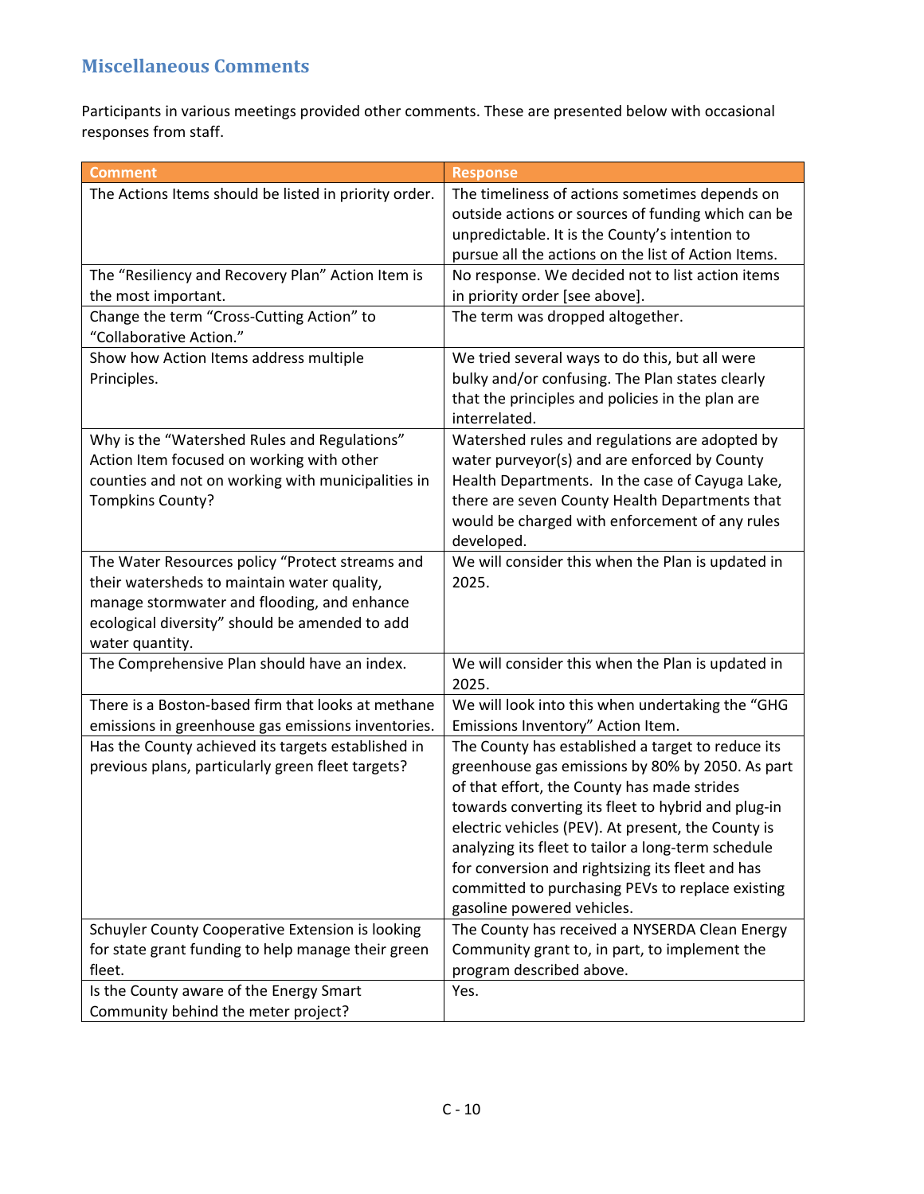## Miscellaneous Comments

Participants in various meetings provided other comments. These are presented below with occasional responses from staff.

| Comment | Response |
| --- | --- |
| The Actions Items should be listed in priority order. | The timeliness of actions sometimes depends on outside actions or sources of funding which can be unpredictable. It is the County's intention to pursue all the actions on the list of Action Items. |
| The "Resiliency and Recovery Plan" Action Item is the most important. | No response. We decided not to list action items in priority order [see above]. |
| Change the term "Cross-Cutting Action" to "Collaborative Action." | The term was dropped altogether. |
| Show how Action Items address multiple Principles. | We tried several ways to do this, but all were bulky and/or confusing. The Plan states clearly that the principles and policies in the plan are interrelated. |
| Why is the "Watershed Rules and Regulations" Action Item focused on working with other counties and not on working with municipalities in Tompkins County? | Watershed rules and regulations are adopted by water purveyor(s) and are enforced by County Health Departments. In the case of Cayuga Lake, there are seven County Health Departments that would be charged with enforcement of any rules developed. |
| The Water Resources policy "Protect streams and their watersheds to maintain water quality, manage stormwater and flooding, and enhance ecological diversity" should be amended to add water quantity. | We will consider this when the Plan is updated in 2025. |
| The Comprehensive Plan should have an index. | We will consider this when the Plan is updated in 2025. |
| There is a Boston-based firm that looks at methane emissions in greenhouse gas emissions inventories. | We will look into this when undertaking the "GHG Emissions Inventory" Action Item. |
| Has the County achieved its targets established in previous plans, particularly green fleet targets? | The County has established a target to reduce its greenhouse gas emissions by 80% by 2050. As part of that effort, the County has made strides towards converting its fleet to hybrid and plug-in electric vehicles (PEV). At present, the County is analyzing its fleet to tailor a long-term schedule for conversion and rightsizing its fleet and has committed to purchasing PEVs to replace existing gasoline powered vehicles. |
| Schuyler County Cooperative Extension is looking for state grant funding to help manage their green fleet. | The County has received a NYSERDA Clean Energy Community grant to, in part, to implement the program described above. |
| Is the County aware of the Energy Smart Community behind the meter project? | Yes. |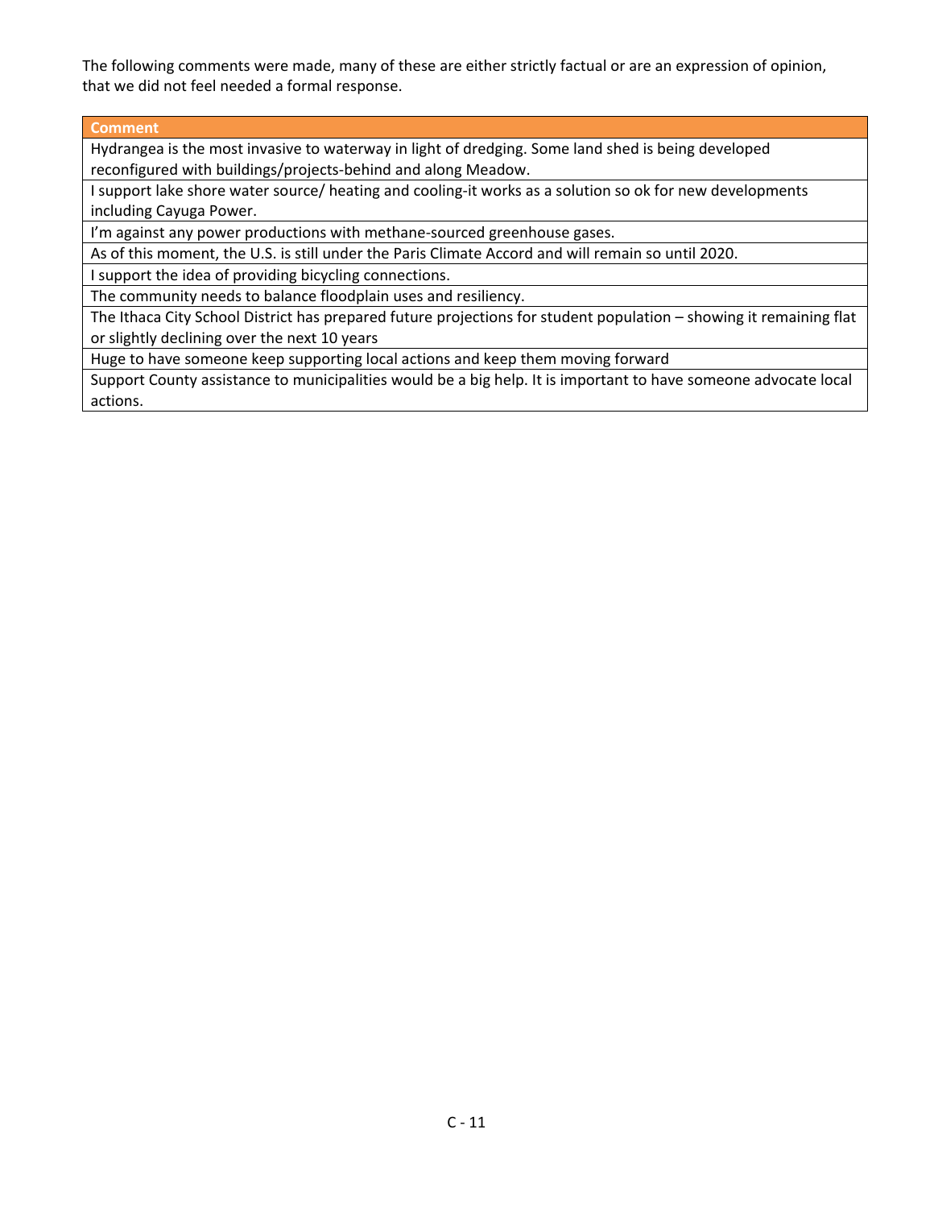The following comments were made, many of these are either strictly factual or are an expression of opinion, that we did not feel needed a formal response.

| Comment |
| --- |
| Hydrangea is the most invasive to waterway in light of dredging. Some land shed is being developed reconfigured with buildings/projects-behind and along Meadow. |
| I support lake shore water source/ heating and cooling-it works as a solution so ok for new developments including Cayuga Power. |
| I'm against any power productions with methane-sourced greenhouse gases. |
| As of this moment, the U.S. is still under the Paris Climate Accord and will remain so until 2020. |
| I support the idea of providing bicycling connections. |
| The community needs to balance floodplain uses and resiliency. |
| The Ithaca City School District has prepared future projections for student population – showing it remaining flat or slightly declining over the next 10 years |
| Huge to have someone keep supporting local actions and keep them moving forward |
| Support County assistance to municipalities would be a big help. It is important to have someone advocate local actions. |